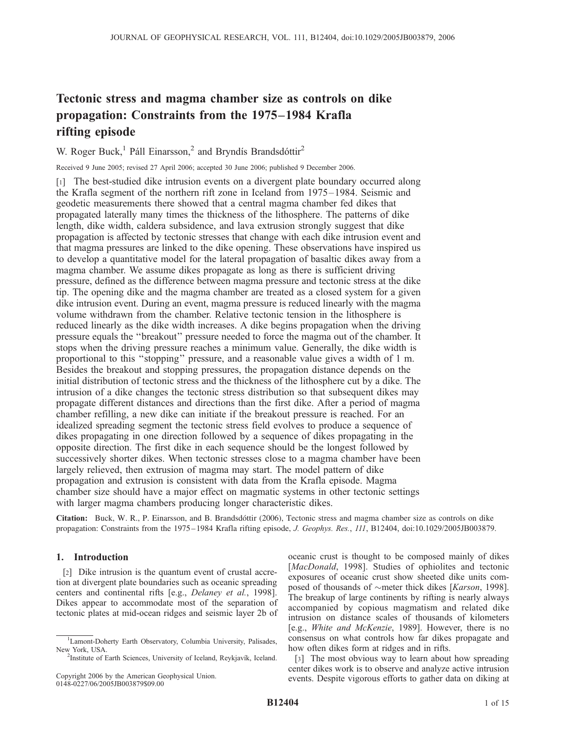# Tectonic stress and magma chamber size as controls on dike propagation: Constraints from the 1975–1984 Krafla rifting episode

W. Roger Buck,[1] Páll Einarsson,[2] and Bryndís Brandsdóttir[2]

Received 9 June 2005; revised 27 April 2006; accepted 30 June 2006; published 9 December 2006.

[1] The best-studied dike intrusion events on a divergent plate boundary occurred along the Krafla segment of the northern rift zone in Iceland from 1975–1984. Seismic and geodetic measurements there showed that a central magma chamber fed dikes that propagated laterally many times the thickness of the lithosphere. The patterns of dike length, dike width, caldera subsidence, and lava extrusion strongly suggest that dike propagation is affected by tectonic stresses that change with each dike intrusion event and that magma pressures are linked to the dike opening. These observations have inspired us to develop a quantitative model for the lateral propagation of basaltic dikes away from a magma chamber. We assume dikes propagate as long as there is sufficient driving pressure, defined as the difference between magma pressure and tectonic stress at the dike tip. The opening dike and the magma chamber are treated as a closed system for a given dike intrusion event. During an event, magma pressure is reduced linearly with the magma volume withdrawn from the chamber. Relative tectonic tension in the lithosphere is reduced linearly as the dike width increases. A dike begins propagation when the driving pressure equals the "breakout" pressure needed to force the magma out of the chamber. It stops when the driving pressure reaches a minimum value. Generally, the dike width is proportional to this "stopping" pressure, and a reasonable value gives a width of 1 m. Besides the breakout and stopping pressures, the propagation distance depends on the initial distribution of tectonic stress and the thickness of the lithosphere cut by a dike. The intrusion of a dike changes the tectonic stress distribution so that subsequent dikes may propagate different distances and directions than the first dike. After a period of magma chamber refilling, a new dike can initiate if the breakout pressure is reached. For an idealized spreading segment the tectonic stress field evolves to produce a sequence of dikes propagating in one direction followed by a sequence of dikes propagating in the opposite direction. The first dike in each sequence should be the longest followed by successively shorter dikes. When tectonic stresses close to a magma chamber have been largely relieved, then extrusion of magma may start. The model pattern of dike propagation and extrusion is consistent with data from the Krafla episode. Magma chamber size should have a major effect on magmatic systems in other tectonic settings with larger magma chambers producing longer characteristic dikes.

**Citation:** Buck, W. R., P. Einarsson, and B. Brandsdóttir (2006), Tectonic stress and magma chamber size as controls on dike propagation: Constraints from the 1975–1984 Krafla rifting episode, *J. Geophys. Res.*, *111*, B12404, doi:10.1029/2005JB003879.

## 1. Introduction

[2] Dike intrusion is the quantum event of crustal accretion at divergent plate boundaries such as oceanic spreading centers and continental rifts [e.g., *Delaney et al.*, 1998]. Dikes appear to accommodate most of the separation of tectonic plates at mid-ocean ridges and seismic layer 2b of oceanic crust is thought to be composed mainly of dikes [*MacDonald*, 1998]. Studies of ophiolites and tectonic exposures of oceanic crust show sheeted dike units composed of thousands of ~meter thick dikes [*Karson*, 1998]. The breakup of large continents by rifting is nearly always accompanied by copious magmatism and related dike intrusion on distance scales of thousands of kilometers [e.g., *White and McKenzie*, 1989]. However, there is no consensus on what controls how far dikes propagate and how often dikes form at ridges and in rifts.

[3] The most obvious way to learn about how spreading center dikes work is to observe and analyze active intrusion events. Despite vigorous efforts to gather data on diking at

[1] Lamont-Doherty Earth Observatory, Columbia University, Palisades, New York, USA.

[2] Institute of Earth Sciences, University of Iceland, Reykjavík, Iceland.

Copyright 2006 by the American Geophysical Union.
0148-0227/06/2005JB003879$09.00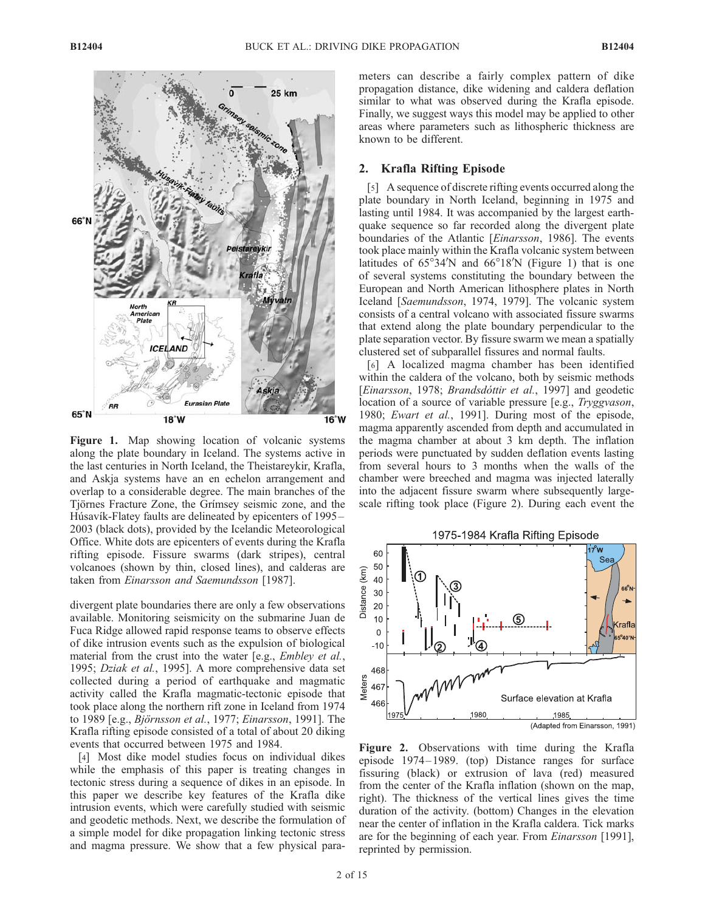**Figure 1.** Map showing location of volcanic systems along the plate boundary in Iceland. The systems active in the last centuries in North Iceland, the Theistareykir, Krafla, and Askja systems have an en echelon arrangement and overlap to a considerable degree. The main branches of the Tjörnes Fracture Zone, the Grímsey seismic zone, and the Húsavík-Flatey faults are delineated by epicenters of 1995–2003 (black dots), provided by the Icelandic Meteorological Office. White dots are epicenters of events during the Krafla rifting episode. Fissure swarms (dark stripes), central volcanoes (shown by thin, closed lines), and calderas are taken from *Einarsson and Saemundsson* [1987].

divergent plate boundaries there are only a few observations available. Monitoring seismicity on the submarine Juan de Fuca Ridge allowed rapid response teams to observe effects of dike intrusion events such as the expulsion of biological material from the crust into the water [e.g., *Embley et al.*, 1995; *Dziak et al.*, 1995]. A more comprehensive data set collected during a period of earthquake and magmatic activity called the Krafla magmatic-tectonic episode that took place along the northern rift zone in Iceland from 1974 to 1989 [e.g., *Björnsson et al.*, 1977; *Einarsson*, 1991]. The Krafla rifting episode consisted of a total of about 20 diking events that occurred between 1975 and 1984.

[4] Most dike model studies focus on individual dikes while the emphasis of this paper is treating changes in tectonic stress during a sequence of dikes in an episode. In this paper we describe key features of the Krafla dike intrusion events, which were carefully studied with seismic and geodetic methods. Next, we describe the formulation of a simple model for dike propagation linking tectonic stress and magma pressure. We show that a few physical parameters can describe a fairly complex pattern of dike propagation distance, dike widening and caldera deflation similar to what was observed during the Krafla episode. Finally, we suggest ways this model may be applied to other areas where parameters such as lithospheric thickness are known to be different.

## 2. Krafla Rifting Episode

[5] A sequence of discrete rifting events occurred along the plate boundary in North Iceland, beginning in 1975 and lasting until 1984. It was accompanied by the largest earthquake sequence so far recorded along the divergent plate boundaries of the Atlantic [*Einarsson*, 1986]. The events took place mainly within the Krafla volcanic system between latitudes of 65°34′N and 66°18′N (Figure 1) that is one of several systems constituting the boundary between the European and North American lithosphere plates in North Iceland [*Saemundsson*, 1974, 1979]. The volcanic system consists of a central volcano with associated fissure swarms that extend along the plate boundary perpendicular to the plate separation vector. By fissure swarm we mean a spatially clustered set of subparallel fissures and normal faults.

[6] A localized magma chamber has been identified within the caldera of the volcano, both by seismic methods [*Einarsson*, 1978; *Brandsdóttir et al.*, 1997] and geodetic location of a source of variable pressure [e.g., *Tryggvason*, 1980; *Ewart et al.*, 1991]. During most of the episode, magma apparently ascended from depth and accumulated in the magma chamber at about 3 km depth. The inflation periods were punctuated by sudden deflation events lasting from several hours to 3 months when the walls of the chamber were breeched and magma was injected laterally into the adjacent fissure swarm where subsequently large-scale rifting took place (Figure 2). During each event the

**Figure 2.** Observations with time during the Krafla episode 1974–1989. (top) Distance ranges for surface fissuring (black) or extrusion of lava (red) measured from the center of the Krafla inflation (shown on the map, right). The thickness of the vertical lines gives the time duration of the activity. (bottom) Changes in the elevation near the center of inflation in the Krafla caldera. Tick marks are for the beginning of each year. From *Einarsson* [1991], reprinted by permission.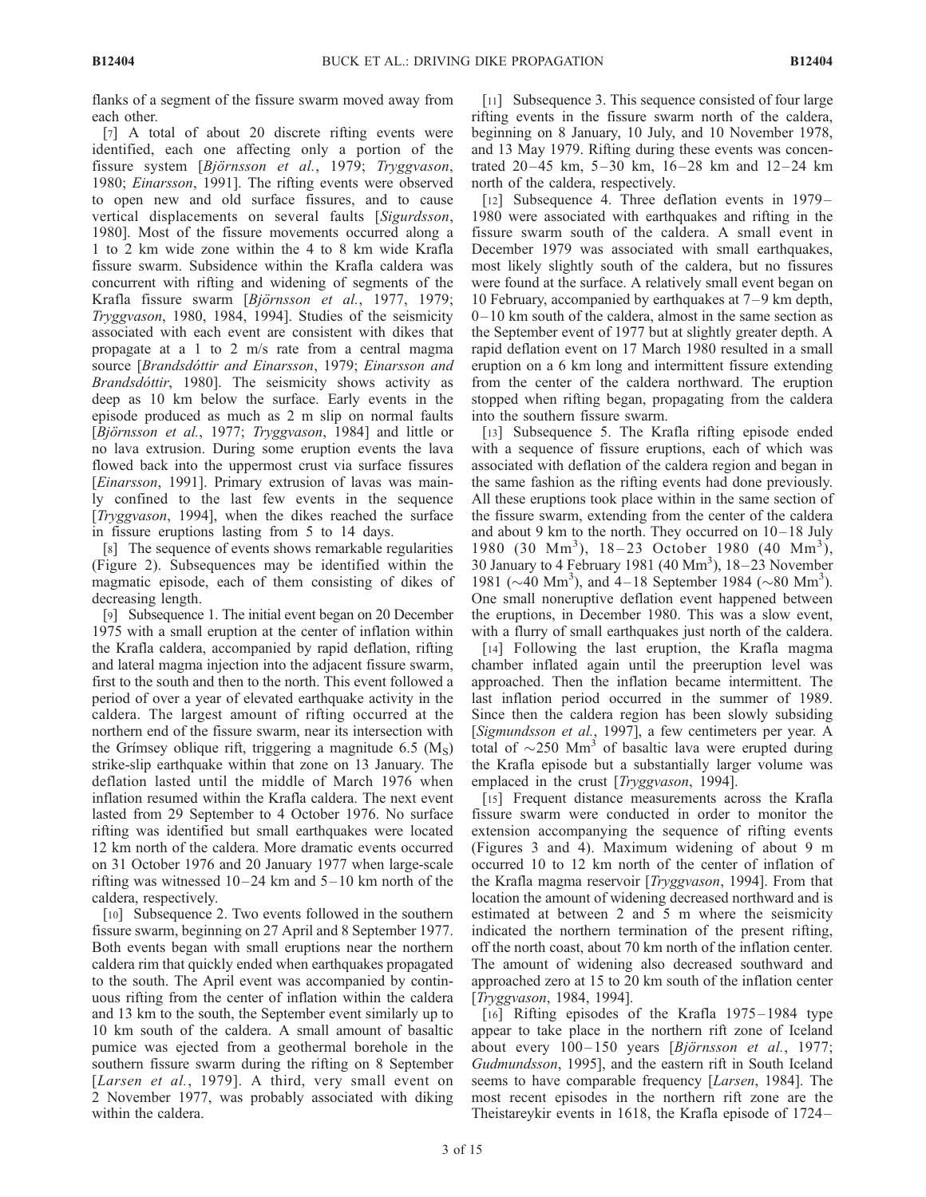flanks of a segment of the fissure swarm moved away from each other.

[7] A total of about 20 discrete rifting events were identified, each one affecting only a portion of the fissure system [*Björnsson et al.*, 1979; *Tryggvason*, 1980; *Einarsson*, 1991]. The rifting events were observed to open new and old surface fissures, and to cause vertical displacements on several faults [*Sigurdsson*, 1980]. Most of the fissure movements occurred along a 1 to 2 km wide zone within the 4 to 8 km wide Krafla fissure swarm. Subsidence within the Krafla caldera was concurrent with rifting and widening of segments of the Krafla fissure swarm [*Björnsson et al.*, 1977, 1979; *Tryggvason*, 1980, 1984, 1994]. Studies of the seismicity associated with each event are consistent with dikes that propagate at a 1 to 2 m/s rate from a central magma source [*Brandsdóttir and Einarsson*, 1979; *Einarsson and Brandsdóttir*, 1980]. The seismicity shows activity as deep as 10 km below the surface. Early events in the episode produced as much as 2 m slip on normal faults [*Björnsson et al.*, 1977; *Tryggvason*, 1984] and little or no lava extrusion. During some eruption events the lava flowed back into the uppermost crust via surface fissures [*Einarsson*, 1991]. Primary extrusion of lavas was mainly confined to the last few events in the sequence [*Tryggvason*, 1994], when the dikes reached the surface in fissure eruptions lasting from 5 to 14 days.

[8] The sequence of events shows remarkable regularities (Figure 2). Subsequences may be identified within the magmatic episode, each of them consisting of dikes of decreasing length.

[9] Subsequence 1. The initial event began on 20 December 1975 with a small eruption at the center of inflation within the Krafla caldera, accompanied by rapid deflation, rifting and lateral magma injection into the adjacent fissure swarm, first to the south and then to the north. This event followed a period of over a year of elevated earthquake activity in the caldera. The largest amount of rifting occurred at the northern end of the fissure swarm, near its intersection with the Grímsey oblique rift, triggering a magnitude 6.5 ($M_S$) strike-slip earthquake within that zone on 13 January. The deflation lasted until the middle of March 1976 when inflation resumed within the Krafla caldera. The next event lasted from 29 September to 4 October 1976. No surface rifting was identified but small earthquakes were located 12 km north of the caldera. More dramatic events occurred on 31 October 1976 and 20 January 1977 when large-scale rifting was witnessed 10–24 km and 5–10 km north of the caldera, respectively.

[10] Subsequence 2. Two events followed in the southern fissure swarm, beginning on 27 April and 8 September 1977. Both events began with small eruptions near the northern caldera rim that quickly ended when earthquakes propagated to the south. The April event was accompanied by continuous rifting from the center of inflation within the caldera and 13 km to the south, the September event similarly up to 10 km south of the caldera. A small amount of basaltic pumice was ejected from a geothermal borehole in the southern fissure swarm during the rifting on 8 September [*Larsen et al.*, 1979]. A third, very small event on 2 November 1977, was probably associated with diking within the caldera.

[11] Subsequence 3. This sequence consisted of four large rifting events in the fissure swarm north of the caldera, beginning on 8 January, 10 July, and 10 November 1978, and 13 May 1979. Rifting during these events was concentrated 20–45 km, 5–30 km, 16–28 km and 12–24 km north of the caldera, respectively.

[12] Subsequence 4. Three deflation events in 1979–1980 were associated with earthquakes and rifting in the fissure swarm south of the caldera. A small event in December 1979 was associated with small earthquakes, most likely slightly south of the caldera, but no fissures were found at the surface. A relatively small event began on 10 February, accompanied by earthquakes at 7–9 km depth, 0–10 km south of the caldera, almost in the same section as the September event of 1977 but at slightly greater depth. A rapid deflation event on 17 March 1980 resulted in a small eruption on a 6 km long and intermittent fissure extending from the center of the caldera northward. The eruption stopped when rifting began, propagating from the caldera into the southern fissure swarm.

[13] Subsequence 5. The Krafla rifting episode ended with a sequence of fissure eruptions, each of which was associated with deflation of the caldera region and began in the same fashion as the rifting events had done previously. All these eruptions took place within in the same section of the fissure swarm, extending from the center of the caldera and about 9 km to the north. They occurred on 10–18 July 1980 (30 $Mm^3$), 18–23 October 1980 (40 $Mm^3$), 30 January to 4 February 1981 (40 $Mm^3$), 18–23 November 1981 (~40 $Mm^3$), and 4–18 September 1984 (~80 $Mm^3$). One small noneruptive deflation event happened between the eruptions, in December 1980. This was a slow event, with a flurry of small earthquakes just north of the caldera.

[14] Following the last eruption, the Krafla magma chamber inflated again until the preeruption level was approached. Then the inflation became intermittent. The last inflation period occurred in the summer of 1989. Since then the caldera region has been slowly subsiding [*Sigmundsson et al.*, 1997], a few centimeters per year. A total of ~250 $Mm^3$ of basaltic lava were erupted during the Krafla episode but a substantially larger volume was emplaced in the crust [*Tryggvason*, 1994].

[15] Frequent distance measurements across the Krafla fissure swarm were conducted in order to monitor the extension accompanying the sequence of rifting events (Figures 3 and 4). Maximum widening of about 9 m occurred 10 to 12 km north of the center of inflation of the Krafla magma reservoir [*Tryggvason*, 1994]. From that location the amount of widening decreased northward and is estimated at between 2 and 5 m where the seismicity indicated the northern termination of the present rifting, off the north coast, about 70 km north of the inflation center. The amount of widening also decreased southward and approached zero at 15 to 20 km south of the inflation center [*Tryggvason*, 1984, 1994].

[16] Rifting episodes of the Krafla 1975–1984 type appear to take place in the northern rift zone of Iceland about every 100–150 years [*Björnsson et al.*, 1977; *Gudmundsson*, 1995], and the eastern rift in South Iceland seems to have comparable frequency [*Larsen*, 1984]. The most recent episodes in the northern rift zone are the Theistareykir events in 1618, the Krafla episode of 1724–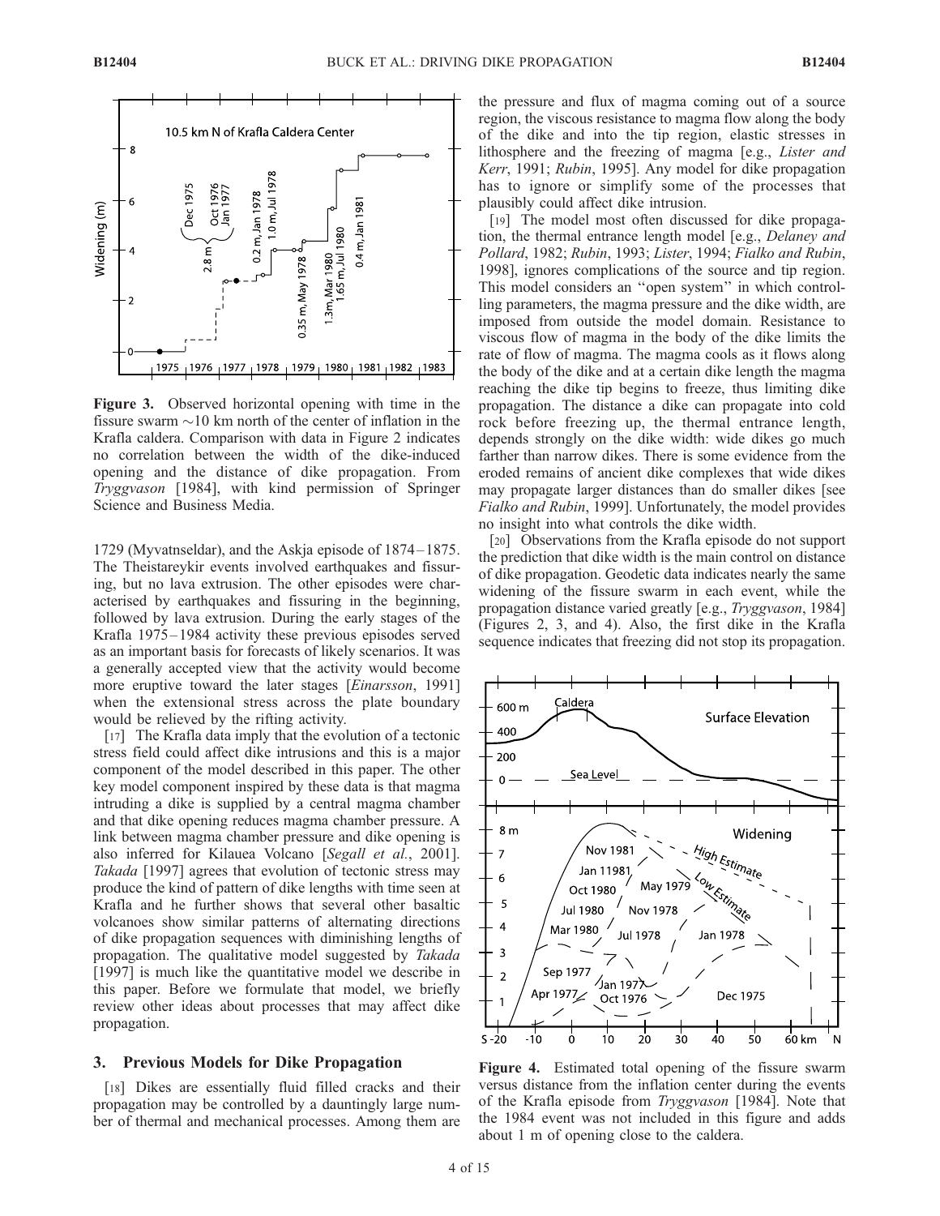**Figure 3.** Observed horizontal opening with time in the fissure swarm ~10 km north of the center of inflation in the Krafla caldera. Comparison with data in Figure 2 indicates no correlation between the width of the dike-induced opening and the distance of dike propagation. From *Tryggvason* [1984], with kind permission of Springer Science and Business Media.

1729 (Myvatnseldar), and the Askja episode of 1874–1875. The Theistareykir events involved earthquakes and fissuring, but no lava extrusion. The other episodes were characterised by earthquakes and fissuring in the beginning, followed by lava extrusion. During the early stages of the Krafla 1975–1984 activity these previous episodes served as an important basis for forecasts of likely scenarios. It was a generally accepted view that the activity would become more eruptive toward the later stages [*Einarsson*, 1991] when the extensional stress across the plate boundary would be relieved by the rifting activity.

[17] The Krafla data imply that the evolution of a tectonic stress field could affect dike intrusions and this is a major component of the model described in this paper. The other key model component inspired by these data is that magma intruding a dike is supplied by a central magma chamber and that dike opening reduces magma chamber pressure. A link between magma chamber pressure and dike opening is also inferred for Kilauea Volcano [*Segall et al.*, 2001]. *Takada* [1997] agrees that evolution of tectonic stress may produce the kind of pattern of dike lengths with time seen at Krafla and he further shows that several other basaltic volcanoes show similar patterns of alternating directions of dike propagation sequences with diminishing lengths of propagation. The qualitative model suggested by *Takada* [1997] is much like the quantitative model we describe in this paper. Before we formulate that model, we briefly review other ideas about processes that may affect dike propagation.

## 3. Previous Models for Dike Propagation

[18] Dikes are essentially fluid filled cracks and their propagation may be controlled by a dauntingly large number of thermal and mechanical processes. Among them are the pressure and flux of magma coming out of a source region, the viscous resistance to magma flow along the body of the dike and into the tip region, elastic stresses in lithosphere and the freezing of magma [e.g., *Lister and Kerr*, 1991; *Rubin*, 1995]. Any model for dike propagation has to ignore or simplify some of the processes that plausibly could affect dike intrusion.

[19] The model most often discussed for dike propagation, the thermal entrance length model [e.g., *Delaney and Pollard*, 1982; *Rubin*, 1993; *Lister*, 1994; *Fialko and Rubin*, 1998], ignores complications of the source and tip region. This model considers an "open system" in which controlling parameters, the magma pressure and the dike width, are imposed from outside the model domain. Resistance to viscous flow of magma in the body of the dike limits the rate of flow of magma. The magma cools as it flows along the body of the dike and at a certain dike length the magma reaching the dike tip begins to freeze, thus limiting dike propagation. The distance a dike can propagate into cold rock before freezing up, the thermal entrance length, depends strongly on the dike width: wide dikes go much farther than narrow dikes. There is some evidence from the eroded remains of ancient dike complexes that wide dikes may propagate larger distances than do smaller dikes [see *Fialko and Rubin*, 1999]. Unfortunately, the model provides no insight into what controls the dike width.

[20] Observations from the Krafla episode do not support the prediction that dike width is the main control on distance of dike propagation. Geodetic data indicates nearly the same widening of the fissure swarm in each event, while the propagation distance varied greatly [e.g., *Tryggvason*, 1984] (Figures 2, 3, and 4). Also, the first dike in the Krafla sequence indicates that freezing did not stop its propagation.

**Figure 4.** Estimated total opening of the fissure swarm versus distance from the inflation center during the events of the Krafla episode from *Tryggvason* [1984]. Note that the 1984 event was not included in this figure and adds about 1 m of opening close to the caldera.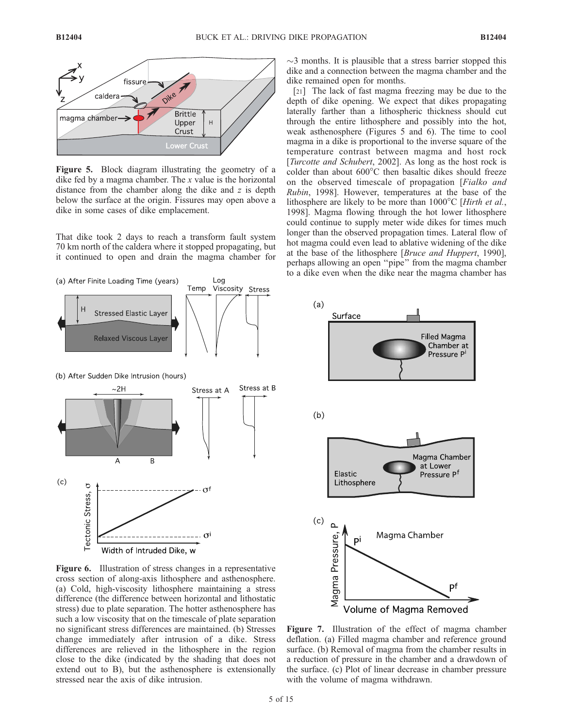**Figure 5.** Block diagram illustrating the geometry of a dike fed by a magma chamber. The $x$ value is the horizontal distance from the chamber along the dike and $z$ is depth below the surface at the origin. Fissures may open above a dike in some cases of dike emplacement.

That dike took 2 days to reach a transform fault system 70 km north of the caldera where it stopped propagating, but it continued to open and drain the magma chamber for ~3 months. It is plausible that a stress barrier stopped this dike and a connection between the magma chamber and the dike remained open for months.

[21] The lack of fast magma freezing may be due to the depth of dike opening. We expect that dikes propagating laterally farther than a lithospheric thickness should cut through the entire lithosphere and possibly into the hot, weak asthenosphere (Figures 5 and 6). The time to cool magma in a dike is proportional to the inverse square of the temperature contrast between magma and host rock [*Turcotte and Schubert*, 2002]. As long as the host rock is colder than about 600°C then basaltic dikes should freeze on the observed timescale of propagation [*Fialko and Rubin*, 1998]. However, temperatures at the base of the lithosphere are likely to be more than 1000°C [*Hirth et al.*, 1998]. Magma flowing through the hot lower lithosphere could continue to supply meter wide dikes for times much longer than the observed propagation times. Lateral flow of hot magma could even lead to ablative widening of the dike at the base of the lithosphere [*Bruce and Huppert*, 1990], perhaps allowing an open "pipe" from the magma chamber to a dike even when the dike near the magma chamber has

**Figure 6.** Illustration of stress changes in a representative cross section of along-axis lithosphere and asthenosphere. (a) Cold, high-viscosity lithosphere maintaining a stress difference (the difference between horizontal and lithostatic stress) due to plate separation. The hotter asthenosphere has such a low viscosity that on the timescale of plate separation no significant stress differences are maintained. (b) Stresses change immediately after intrusion of a dike. Stress differences are relieved in the lithosphere in the region close to the dike (indicated by the shading that does not extend out to B), but the asthenosphere is extensionally stressed near the axis of dike intrusion.

**Figure 7.** Illustration of the effect of magma chamber deflation. (a) Filled magma chamber and reference ground surface. (b) Removal of magma from the chamber results in a reduction of pressure in the chamber and a drawdown of the surface. (c) Plot of linear decrease in chamber pressure with the volume of magma withdrawn.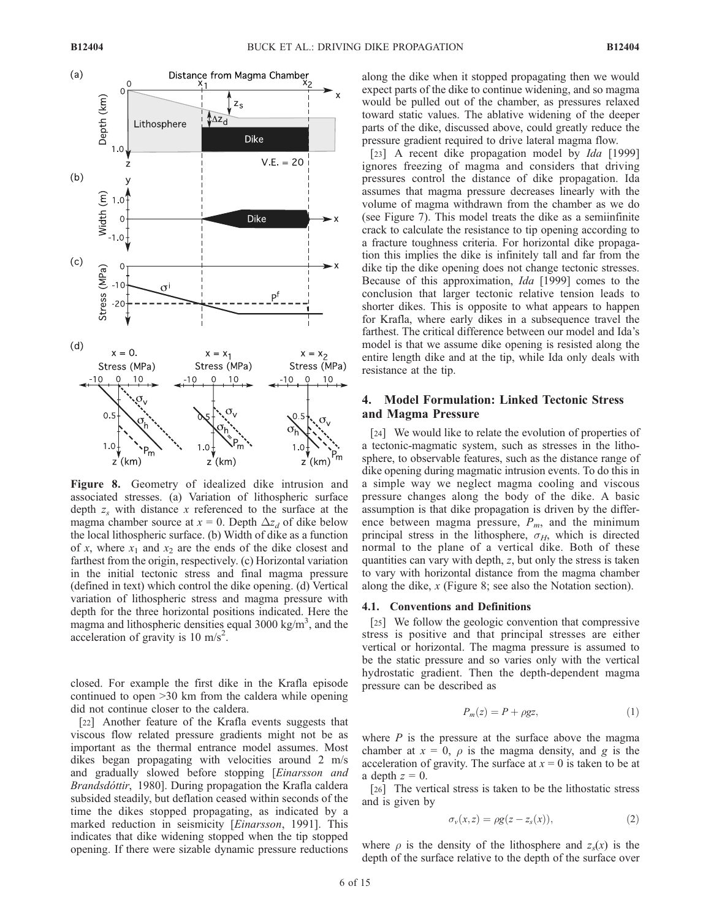**Figure 8.** Geometry of idealized dike intrusion and associated stresses. (a) Variation of lithospheric surface depth $z_s$ with distance $x$ referenced to the surface at the magma chamber source at $x = 0$. Depth $\Delta z_d$ of dike below the local lithospheric surface. (b) Width of dike as a function of $x$, where $x_1$ and $x_2$ are the ends of the dike closest and farthest from the origin, respectively. (c) Horizontal variation in the initial tectonic stress and final magma pressure (defined in text) which control the dike opening. (d) Vertical variation of lithospheric stress and magma pressure with depth for the three horizontal positions indicated. Here the magma and lithospheric densities equal 3000 kg/m$^3$, and the acceleration of gravity is 10 m/s$^2$.

closed. For example the first dike in the Krafla episode continued to open >30 km from the caldera while opening did not continue closer to the caldera.

[22] Another feature of the Krafla events suggests that viscous flow related pressure gradients might not be as important as the thermal entrance model assumes. Most dikes began propagating with velocities around 2 m/s and gradually slowed before stopping [*Einarsson and Brandsdóttir*, 1980]. During propagation the Krafla caldera subsided steadily, but deflation ceased within seconds of the time the dikes stopped propagating, as indicated by a marked reduction in seismicity [*Einarsson*, 1991]. This indicates that dike widening stopped when the tip stopped opening. If there were sizable dynamic pressure reductions along the dike when it stopped propagating then we would expect parts of the dike to continue widening, and so magma would be pulled out of the chamber, as pressures relaxed toward static values. The ablative widening of the deeper parts of the dike, discussed above, could greatly reduce the pressure gradient required to drive lateral magma flow.

[23] A recent dike propagation model by *Ida* [1999] ignores freezing of magma and considers that driving pressures control the distance of dike propagation. Ida assumes that magma pressure decreases linearly with the volume of magma withdrawn from the chamber as we do (see Figure 7). This model treats the dike as a semiinfinite crack to calculate the resistance to tip opening according to a fracture toughness criteria. For horizontal dike propagation this implies the dike is infinitely tall and far from the dike tip the dike opening does not change tectonic stresses. Because of this approximation, *Ida* [1999] comes to the conclusion that larger tectonic relative tension leads to shorter dikes. This is opposite to what appears to happen for Krafla, where early dikes in a subsequence travel the farthest. The critical difference between our model and Ida's model is that we assume dike opening is resisted along the entire length dike and at the tip, while Ida only deals with resistance at the tip.

## 4. Model Formulation: Linked Tectonic Stress and Magma Pressure

[24] We would like to relate the evolution of properties of a tectonic-magmatic system, such as stresses in the lithosphere, to observable features, such as the distance range of dike opening during magmatic intrusion events. To do this in a simple way we neglect magma cooling and viscous pressure changes along the body of the dike. A basic assumption is that dike propagation is driven by the difference between magma pressure, $P_m$, and the minimum principal stress in the lithosphere, $\sigma_H$, which is directed normal to the plane of a vertical dike. Both of these quantities can vary with depth, $z$, but only the stress is taken to vary with horizontal distance from the magma chamber along the dike, $x$ (Figure 8; see also the Notation section).

### 4.1. Conventions and Definitions

[25] We follow the geologic convention that compressive stress is positive and that principal stresses are either vertical or horizontal. The magma pressure is assumed to be the static pressure and so varies only with the vertical hydrostatic gradient. Then the depth-dependent magma pressure can be described as

$$P_m(z) = P + \rho g z, \tag{1}$$

where $P$ is the pressure at the surface above the magma chamber at $x = 0$, $\rho$ is the magma density, and $g$ is the acceleration of gravity. The surface at $x = 0$ is taken to be at a depth $z = 0$.

[26] The vertical stress is taken to be the lithostatic stress and is given by

$$\sigma_v(x,z) = \rho g(z - z_s(x)), \tag{2}$$

where $\rho$ is the density of the lithosphere and $z_s(x)$ is the depth of the surface relative to the depth of the surface over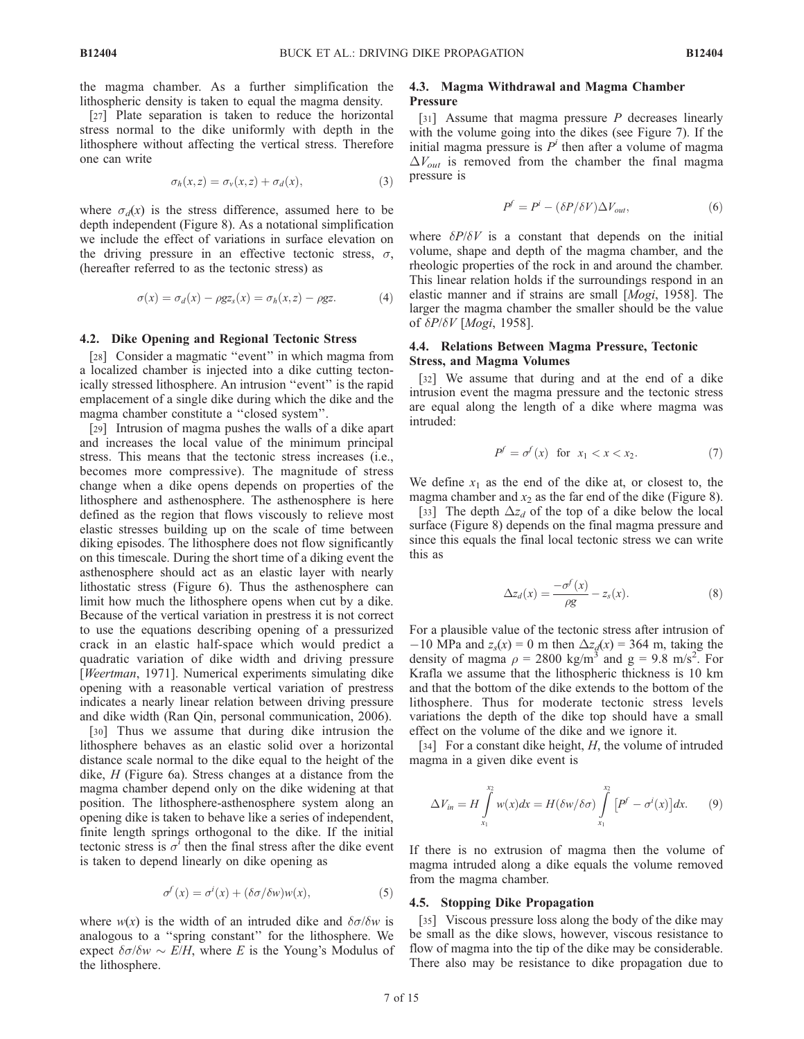the magma chamber. As a further simplification the lithospheric density is taken to equal the magma density.

[27] Plate separation is taken to reduce the horizontal stress normal to the dike uniformly with depth in the lithosphere without affecting the vertical stress. Therefore one can write

$$\sigma_h(x, z) = \sigma_v(x, z) + \sigma_d(x), \tag{3}$$

where $\sigma_d(x)$ is the stress difference, assumed here to be depth independent (Figure 8). As a notational simplification we include the effect of variations in surface elevation on the driving pressure in an effective tectonic stress, $\sigma$, (hereafter referred to as the tectonic stress) as

$$\sigma(x) = \sigma_d(x) - \rho g z_s(x) = \sigma_h(x, z) - \rho g z. \tag{4}$$

### 4.2. Dike Opening and Regional Tectonic Stress

[28] Consider a magmatic "event" in which magma from a localized chamber is injected into a dike cutting tectonically stressed lithosphere. An intrusion "event" is the rapid emplacement of a single dike during which the dike and the magma chamber constitute a "closed system".

[29] Intrusion of magma pushes the walls of a dike apart and increases the local value of the minimum principal stress. This means that the tectonic stress increases (i.e., becomes more compressive). The magnitude of stress change when a dike opens depends on properties of the lithosphere and asthenosphere. The asthenosphere is here defined as the region that flows viscously to relieve most elastic stresses building up on the scale of time between diking episodes. The lithosphere does not flow significantly on this timescale. During the short time of a diking event the asthenosphere should act as an elastic layer with nearly lithostatic stress (Figure 6). Thus the asthenosphere can limit how much the lithosphere opens when cut by a dike. Because of the vertical variation in prestress it is not correct to use the equations describing opening of a pressurized crack in an elastic half-space which would predict a quadratic variation of dike width and driving pressure [*Weertman*, 1971]. Numerical experiments simulating dike opening with a reasonable vertical variation of prestress indicates a nearly linear relation between driving pressure and dike width (Ran Qin, personal communication, 2006).

[30] Thus we assume that during dike intrusion the lithosphere behaves as an elastic solid over a horizontal distance scale normal to the dike equal to the height of the dike, $H$ (Figure 6a). Stress changes at a distance from the magma chamber depend only on the dike widening at that position. The lithosphere-asthenosphere system along an opening dike is taken to behave like a series of independent, finite length springs orthogonal to the dike. If the initial tectonic stress is $\sigma^i$ then the final stress after the dike event is taken to depend linearly on dike opening as

$$\sigma^f(x) = \sigma^i(x) + (\delta\sigma/\delta w)w(x), \tag{5}$$

where $w(x)$ is the width of an intruded dike and $\delta\sigma/\delta w$ is analogous to a "spring constant" for the lithosphere. We expect $\delta\sigma/\delta w \sim E/H$, where $E$ is the Young's Modulus of the lithosphere.

### 4.3. Magma Withdrawal and Magma Chamber Pressure

[31] Assume that magma pressure $P$ decreases linearly with the volume going into the dikes (see Figure 7). If the initial magma pressure is $P^i$ then after a volume of magma $\Delta V_{out}$ is removed from the chamber the final magma pressure is

$$P^f = P^i - (\delta P/\delta V)\Delta V_{out}, \tag{6}$$

where $\delta P/\delta V$ is a constant that depends on the initial volume, shape and depth of the magma chamber, and the rheologic properties of the rock in and around the chamber. This linear relation holds if the surroundings respond in an elastic manner and if strains are small [*Mogi*, 1958]. The larger the magma chamber the smaller should be the value of $\delta P/\delta V$ [*Mogi*, 1958].

### 4.4. Relations Between Magma Pressure, Tectonic Stress, and Magma Volumes

[32] We assume that during and at the end of a dike intrusion event the magma pressure and the tectonic stress are equal along the length of a dike where magma was intruded:

$$P^f = \sigma^f(x) \quad \text{for} \quad x_1 < x < x_2. \tag{7}$$

We define $x_1$ as the end of the dike at, or closest to, the magma chamber and $x_2$ as the far end of the dike (Figure 8).

[33] The depth $\Delta z_d$ of the top of a dike below the local surface (Figure 8) depends on the final magma pressure and since this equals the final local tectonic stress we can write this as

$$\Delta z_d(x) = \frac{-\sigma^f(x)}{\rho g} - z_s(x). \tag{8}$$

For a plausible value of the tectonic stress after intrusion of $-10$ MPa and $z_s(x) = 0$ m then $\Delta z_d(x) = 364$ m, taking the density of magma $\rho = 2800$ kg/m$^3$ and $g = 9.8$ m/s$^2$. For Krafla we assume that the lithospheric thickness is 10 km and that the bottom of the dike extends to the bottom of the lithosphere. Thus for moderate tectonic stress levels variations the depth of the dike top should have a small effect on the volume of the dike and we ignore it.

[34] For a constant dike height, $H$, the volume of intruded magma in a given dike event is

$$\Delta V_{in} = H\int_{x_1}^{x_2} w(x)dx = H(\delta w/\delta\sigma)\int_{x_1}^{x_2}\left[P^f - \sigma^i(x)\right]dx. \tag{9}$$

If there is no extrusion of magma then the volume of magma intruded along a dike equals the volume removed from the magma chamber.

### 4.5. Stopping Dike Propagation

[35] Viscous pressure loss along the body of the dike may be small as the dike slows, however, viscous resistance to flow of magma into the tip of the dike may be considerable. There also may be resistance to dike propagation due to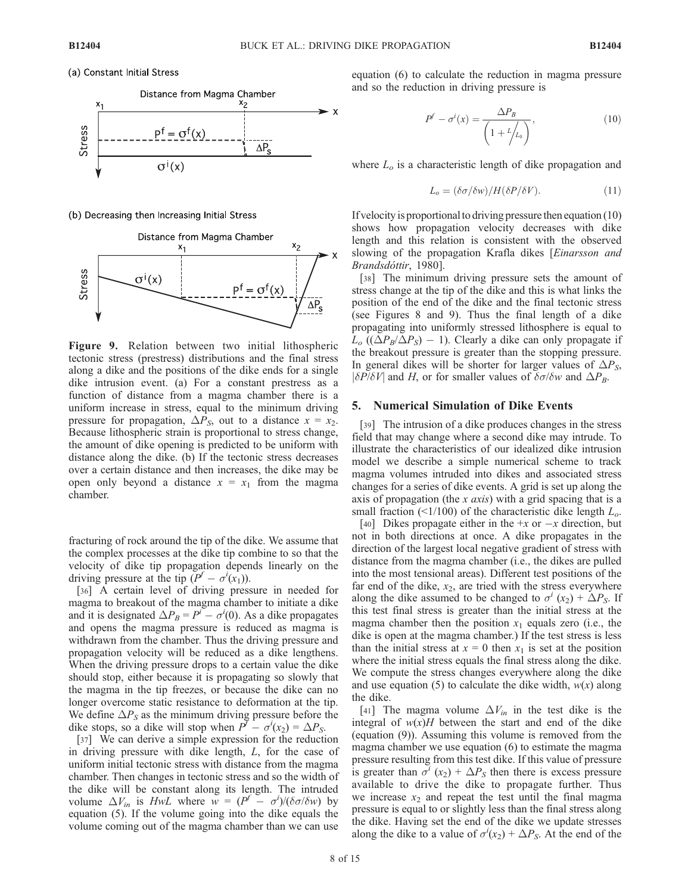(a) Constant Initial Stress

(b) Decreasing then Increasing Initial Stress

**Figure 9.** Relation between two initial lithospheric tectonic stress (prestress) distributions and the final stress along a dike and the positions of the dike ends for a single dike intrusion event. (a) For a constant prestress as a function of distance from a magma chamber there is a uniform increase in stress, equal to the minimum driving pressure for propagation, $\Delta P_S$, out to a distance $x = x_2$. Because lithospheric strain is proportional to stress change, the amount of dike opening is predicted to be uniform with distance along the dike. (b) If the tectonic stress decreases over a certain distance and then increases, the dike may be open only beyond a distance $x = x_1$ from the magma chamber.

fracturing of rock around the tip of the dike. We assume that the complex processes at the dike tip combine to so that the velocity of dike tip propagation depends linearly on the driving pressure at the tip ($P^f - \sigma^i(x_1)$).

[36] A certain level of driving pressure in needed for magma to breakout of the magma chamber to initiate a dike and it is designated $\Delta P_B = P^i - \sigma^i(0)$. As a dike propagates and opens the magma pressure is reduced as magma is withdrawn from the chamber. Thus the driving pressure and propagation velocity will be reduced as a dike lengthens. When the driving pressure drops to a certain value the dike should stop, either because it is propagating so slowly that the magma in the tip freezes, or because the dike can no longer overcome static resistance to deformation at the tip. We define $\Delta P_S$ as the minimum driving pressure before the dike stops, so a dike will stop when $P^f - \sigma^i(x_2) = \Delta P_S$.

[37] We can derive a simple expression for the reduction in driving pressure with dike length, $L$, for the case of uniform initial tectonic stress with distance from the magma chamber. Then changes in tectonic stress and so the width of the dike will be constant along its length. The intruded volume $\Delta V_{in}$ is $HwL$ where $w = (P^f - \sigma^i)/(\delta\sigma/\delta w)$ by equation (5). If the volume going into the dike equals the volume coming out of the magma chamber than we can use equation (6) to calculate the reduction in magma pressure and so the reduction in driving pressure is

$$P^f - \sigma^i(x) = \frac{\Delta P_B}{\left(1 + {L}/{L_0}\right)}, \tag{10}$$

where $L_o$ is a characteristic length of dike propagation and

$$L_o = (\delta\sigma/\delta w)/H(\delta P/\delta V). \tag{11}$$

If velocity is proportional to driving pressure then equation (10) shows how propagation velocity decreases with dike length and this relation is consistent with the observed slowing of the propagation Krafla dikes [*Einarsson and Brandsdóttir*, 1980].

[38] The minimum driving pressure sets the amount of stress change at the tip of the dike and this is what links the position of the end of the dike and the final tectonic stress (see Figures 8 and 9). Thus the final length of a dike propagating into uniformly stressed lithosphere is equal to $L_o$ $((\Delta P_B/\Delta P_S) - 1)$. Clearly a dike can only propagate if the breakout pressure is greater than the stopping pressure. In general dikes will be shorter for larger values of $\Delta P_S$, $|\delta P/\delta V|$ and $H$, or for smaller values of $\delta\sigma/\delta w$ and $\Delta P_B$.

## 5. Numerical Simulation of Dike Events

[39] The intrusion of a dike produces changes in the stress field that may change where a second dike may intrude. To illustrate the characteristics of our idealized dike intrusion model we describe a simple numerical scheme to track magma volumes intruded into dikes and associated stress changes for a series of dike events. A grid is set up along the axis of propagation (the *x axis*) with a grid spacing that is a small fraction (<1/100) of the characteristic dike length $L_o$.

[40] Dikes propagate either in the $+x$ or $-x$ direction, but not in both directions at once. A dike propagates in the direction of the largest local negative gradient of stress with distance from the magma chamber (i.e., the dikes are pulled into the most tensional areas). Different test positions of the far end of the dike, $x_2$, are tried with the stress everywhere along the dike assumed to be changed to $\sigma^i(x_2) + \Delta P_S$. If this test final stress is greater than the initial stress at the magma chamber then the position $x_1$ equals zero (i.e., the dike is open at the magma chamber.) If the test stress is less than the initial stress at $x = 0$ then $x_1$ is set at the position where the initial stress equals the final stress along the dike. We compute the stress changes everywhere along the dike and use equation (5) to calculate the dike width, $w(x)$ along the dike.

[41] The magma volume $\Delta V_{in}$ in the test dike is the integral of $w(x)H$ between the start and end of the dike (equation (9)). Assuming this volume is removed from the magma chamber we use equation (6) to estimate the magma pressure resulting from this test dike. If this value of pressure is greater than $\sigma^i(x_2) + \Delta P_S$ then there is excess pressure available to drive the dike to propagate further. Thus we increase $x_2$ and repeat the test until the final magma pressure is equal to or slightly less than the final stress along the dike. Having set the end of the dike we update stresses along the dike to a value of $\sigma^i(x_2) + \Delta P_S$. At the end of the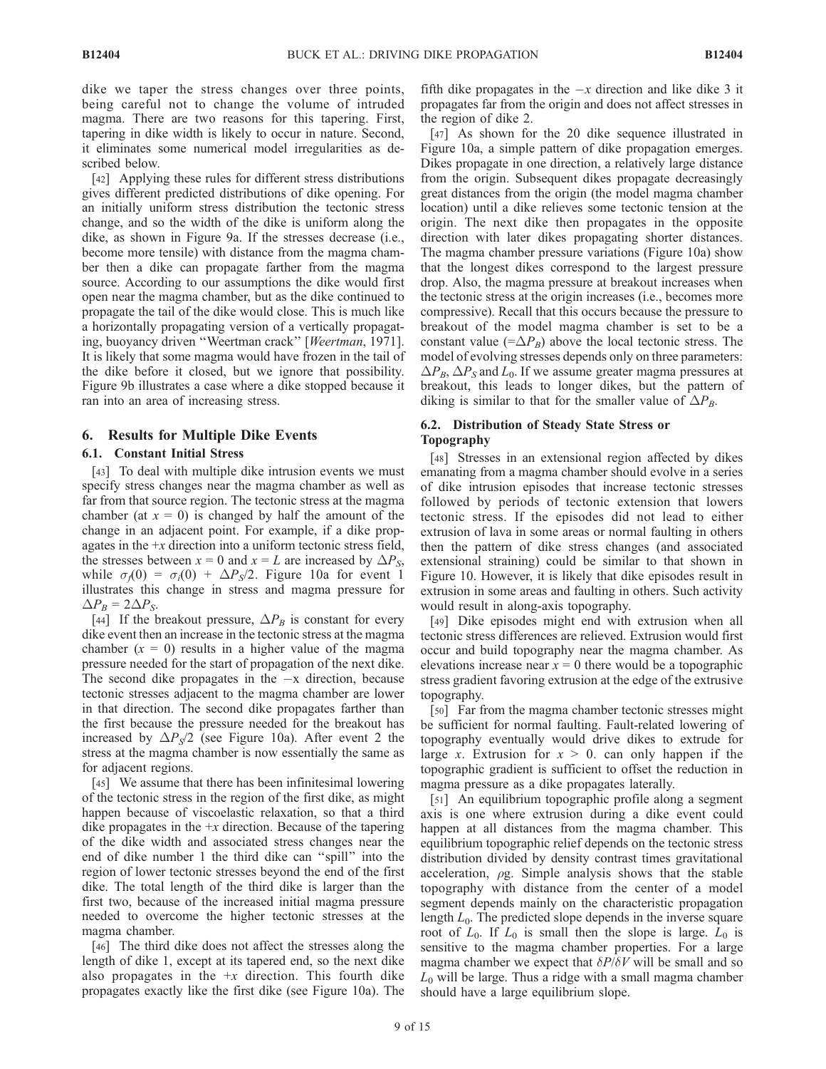dike we taper the stress changes over three points, being careful not to change the volume of intruded magma. There are two reasons for this tapering. First, tapering in dike width is likely to occur in nature. Second, it eliminates some numerical model irregularities as described below.

[42] Applying these rules for different stress distributions gives different predicted distributions of dike opening. For an initially uniform stress distribution the tectonic stress change, and so the width of the dike is uniform along the dike, as shown in Figure 9a. If the stresses decrease (i.e., become more tensile) with distance from the magma chamber then a dike can propagate farther from the magma source. According to our assumptions the dike would first open near the magma chamber, but as the dike continued to propagate the tail of the dike would close. This is much like a horizontally propagating version of a vertically propagating, buoyancy driven "Weertman crack" [*Weertman*, 1971]. It is likely that some magma would have frozen in the tail of the dike before it closed, but we ignore that possibility. Figure 9b illustrates a case where a dike stopped because it ran into an area of increasing stress.

## 6. Results for Multiple Dike Events

### 6.1. Constant Initial Stress

[43] To deal with multiple dike intrusion events we must specify stress changes near the magma chamber as well as far from that source region. The tectonic stress at the magma chamber (at $x = 0$) is changed by half the amount of the change in an adjacent point. For example, if a dike propagates in the $+x$ direction into a uniform tectonic stress field, the stresses between $x = 0$ and $x = L$ are increased by $\Delta P_S$, while $\sigma_f(0) = \sigma_i(0) + \Delta P_S/2$. Figure 10a for event 1 illustrates this change in stress and magma pressure for $\Delta P_B = 2\Delta P_S$.

[44] If the breakout pressure, $\Delta P_B$ is constant for every dike event then an increase in the tectonic stress at the magma chamber ($x = 0$) results in a higher value of the magma pressure needed for the start of propagation of the next dike. The second dike propagates in the $-x$ direction, because tectonic stresses adjacent to the magma chamber are lower in that direction. The second dike propagates farther than the first because the pressure needed for the breakout has increased by $\Delta P_S/2$ (see Figure 10a). After event 2 the stress at the magma chamber is now essentially the same as for adjacent regions.

[45] We assume that there has been infinitesimal lowering of the tectonic stress in the region of the first dike, as might happen because of viscoelastic relaxation, so that a third dike propagates in the $+x$ direction. Because of the tapering of the dike width and associated stress changes near the end of dike number 1 the third dike can "spill" into the region of lower tectonic stresses beyond the end of the first dike. The total length of the third dike is larger than the first two, because of the increased initial magma pressure needed to overcome the higher tectonic stresses at the magma chamber.

[46] The third dike does not affect the stresses along the length of dike 1, except at its tapered end, so the next dike also propagates in the $+x$ direction. This fourth dike propagates exactly like the first dike (see Figure 10a). The fifth dike propagates in the $-x$ direction and like dike 3 it propagates far from the origin and does not affect stresses in the region of dike 2.

[47] As shown for the 20 dike sequence illustrated in Figure 10a, a simple pattern of dike propagation emerges. Dikes propagate in one direction, a relatively large distance from the origin. Subsequent dikes propagate decreasingly great distances from the origin (the model magma chamber location) until a dike relieves some tectonic tension at the origin. The next dike then propagates in the opposite direction with later dikes propagating shorter distances. The magma chamber pressure variations (Figure 10a) show that the longest dikes correspond to the largest pressure drop. Also, the magma pressure at breakout increases when the tectonic stress at the origin increases (i.e., becomes more compressive). Recall that this occurs because the pressure to breakout of the model magma chamber is set to be a constant value ($=\Delta P_B$) above the local tectonic stress. The model of evolving stresses depends only on three parameters: $\Delta P_B$, $\Delta P_S$ and $L_0$. If we assume greater magma pressures at breakout, this leads to longer dikes, but the pattern of diking is similar to that for the smaller value of $\Delta P_B$.

### 6.2. Distribution of Steady State Stress or Topography

[48] Stresses in an extensional region affected by dikes emanating from a magma chamber should evolve in a series of dike intrusion episodes that increase tectonic stresses followed by periods of tectonic extension that lowers tectonic stress. If the episodes did not lead to either extrusion of lava in some areas or normal faulting in others then the pattern of dike stress changes (and associated extensional straining) could be similar to that shown in Figure 10. However, it is likely that dike episodes result in extrusion in some areas and faulting in others. Such activity would result in along-axis topography.

[49] Dike episodes might end with extrusion when all tectonic stress differences are relieved. Extrusion would first occur and build topography near the magma chamber. As elevations increase near $x = 0$ there would be a topographic stress gradient favoring extrusion at the edge of the extrusive topography.

[50] Far from the magma chamber tectonic stresses might be sufficient for normal faulting. Fault-related lowering of topography eventually would drive dikes to extrude for large $x$. Extrusion for $x > 0$. can only happen if the topographic gradient is sufficient to offset the reduction in magma pressure as a dike propagates laterally.

[51] An equilibrium topographic profile along a segment axis is one where extrusion during a dike event could happen at all distances from the magma chamber. This equilibrium topographic relief depends on the tectonic stress distribution divided by density contrast times gravitational acceleration, $\rho g$. Simple analysis shows that the stable topography with distance from the center of a model segment depends mainly on the characteristic propagation length $L_0$. The predicted slope depends in the inverse square root of $L_0$. If $L_0$ is small then the slope is large. $L_0$ is sensitive to the magma chamber properties. For a large magma chamber we expect that $\delta P/\delta V$ will be small and so $L_0$ will be large. Thus a ridge with a small magma chamber should have a large equilibrium slope.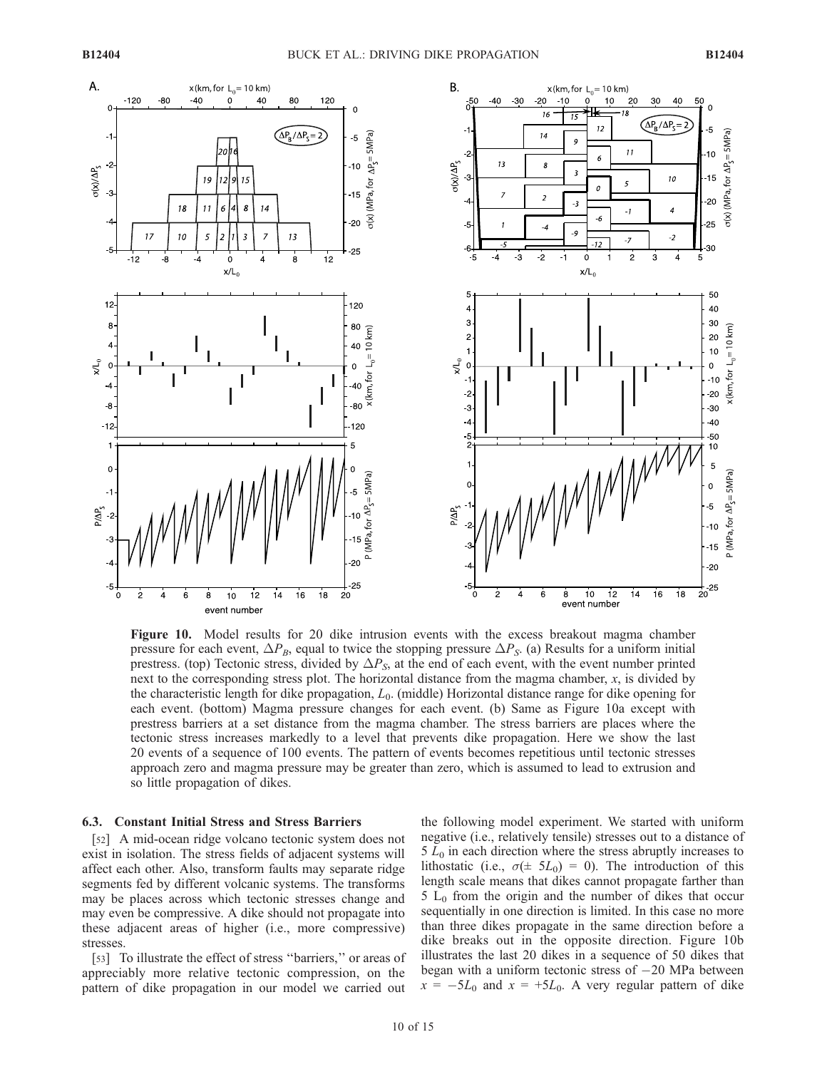**Figure 10.** Model results for 20 dike intrusion events with the excess breakout magma chamber pressure for each event, $\Delta P_B$, equal to twice the stopping pressure $\Delta P_S$. (a) Results for a uniform initial prestress. (top) Tectonic stress, divided by $\Delta P_S$, at the end of each event, with the event number printed next to the corresponding stress plot. The horizontal distance from the magma chamber, $x$, is divided by the characteristic length for dike propagation, $L_0$. (middle) Horizontal distance range for dike opening for each event. (bottom) Magma pressure changes for each event. (b) Same as Figure 10a except with prestress barriers at a set distance from the magma chamber. The stress barriers are places where the tectonic stress increases markedly to a level that prevents dike propagation. Here we show the last 20 events of a sequence of 100 events. The pattern of events becomes repetitious until tectonic stresses approach zero and magma pressure may be greater than zero, which is assumed to lead to extrusion and so little propagation of dikes.

### 6.3. Constant Initial Stress and Stress Barriers

[52] A mid-ocean ridge volcano tectonic system does not exist in isolation. The stress fields of adjacent systems will affect each other. Also, transform faults may separate ridge segments fed by different volcanic systems. The transforms may be places across which tectonic stresses change and may even be compressive. A dike should not propagate into these adjacent areas of higher (i.e., more compressive) stresses.

[53] To illustrate the effect of stress "barriers," or areas of appreciably more relative tectonic compression, on the pattern of dike propagation in our model we carried out the following model experiment. We started with uniform negative (i.e., relatively tensile) stresses out to a distance of $5\ L_0$ in each direction where the stress abruptly increases to lithostatic (i.e., $\sigma(\pm\ 5L_0) = 0$). The introduction of this length scale means that dikes cannot propagate farther than $5\ L_0$ from the origin and the number of dikes that occur sequentially in one direction is limited. In this case no more than three dikes propagate in the same direction before a dike breaks out in the opposite direction. Figure 10b illustrates the last 20 dikes in a sequence of 50 dikes that began with a uniform tectonic stress of $-20$ MPa between $x = -5L_0$ and $x = +5L_0$. A very regular pattern of dike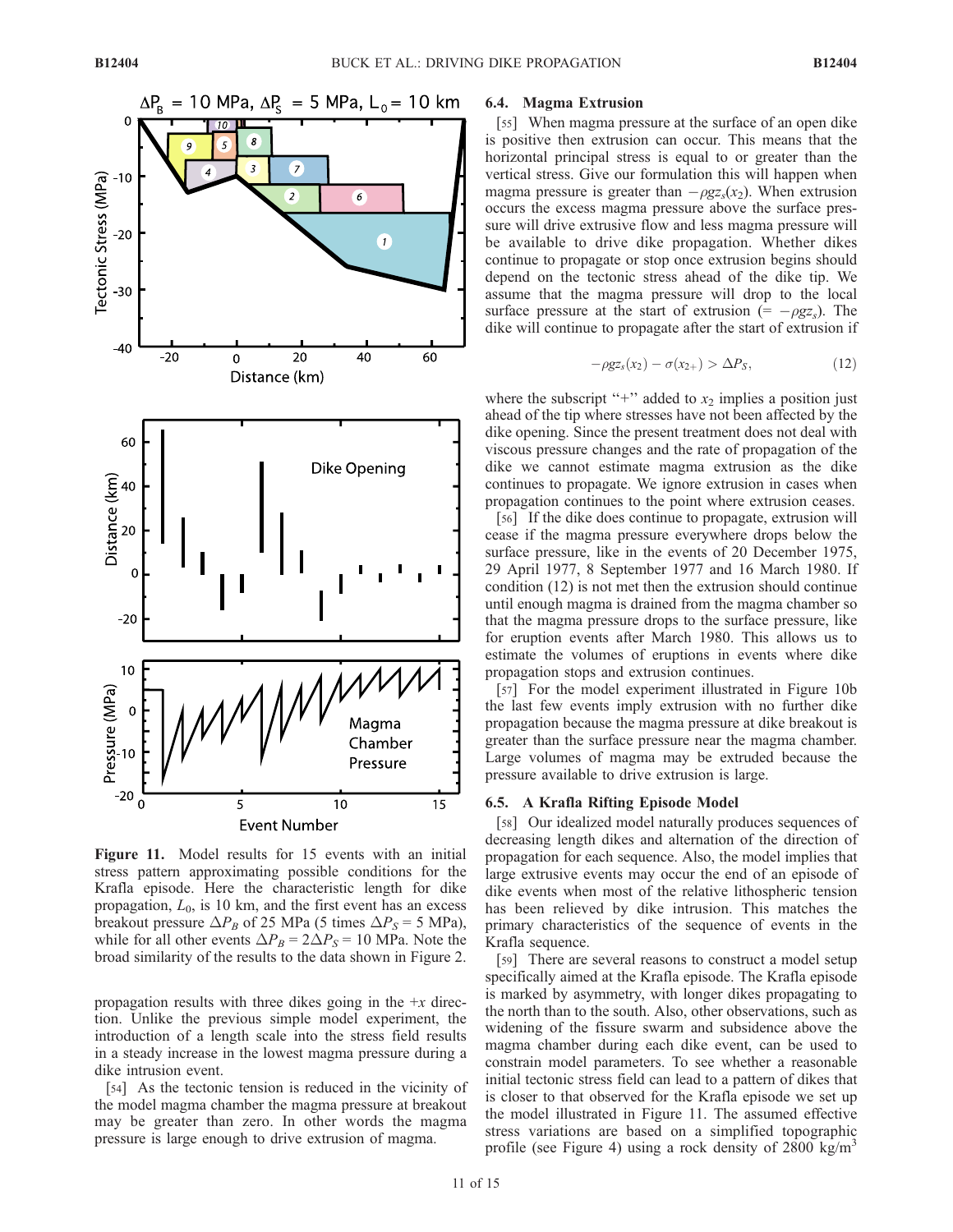**Figure 11.** Model results for 15 events with an initial stress pattern approximating possible conditions for the Krafla episode. Here the characteristic length for dike propagation, $L_0$, is 10 km, and the first event has an excess breakout pressure $\Delta P_B$ of 25 MPa (5 times $\Delta P_S$ = 5 MPa), while for all other events $\Delta P_B = 2\Delta P_S$ = 10 MPa. Note the broad similarity of the results to the data shown in Figure 2.

propagation results with three dikes going in the $+x$ direction. Unlike the previous simple model experiment, the introduction of a length scale into the stress field results in a steady increase in the lowest magma pressure during a dike intrusion event.

[54] As the tectonic tension is reduced in the vicinity of the model magma chamber the magma pressure at breakout may be greater than zero. In other words the magma pressure is large enough to drive extrusion of magma.

### 6.4. Magma Extrusion

[55] When magma pressure at the surface of an open dike is positive then extrusion can occur. This means that the horizontal principal stress is equal to or greater than the vertical stress. Give our formulation this will happen when magma pressure is greater than $-\rho g z_s(x_2)$. When extrusion occurs the excess magma pressure above the surface pressure will drive extrusive flow and less magma pressure will be available to drive dike propagation. Whether dikes continue to propagate or stop once extrusion begins should depend on the tectonic stress ahead of the dike tip. We assume that the magma pressure will drop to the local surface pressure at the start of extrusion ($= -\rho g z_s$). The dike will continue to propagate after the start of extrusion if

$$-\rho g z_s(x_2) - \sigma(x_{2+}) > \Delta P_S, \tag{12}$$

where the subscript "+" added to $x_2$ implies a position just ahead of the tip where stresses have not been affected by the dike opening. Since the present treatment does not deal with viscous pressure changes and the rate of propagation of the dike we cannot estimate magma extrusion as the dike continues to propagate. We ignore extrusion in cases when propagation continues to the point where extrusion ceases.

[56] If the dike does continue to propagate, extrusion will cease if the magma pressure everywhere drops below the surface pressure, like in the events of 20 December 1975, 29 April 1977, 8 September 1977 and 16 March 1980. If condition (12) is not met then the extrusion should continue until enough magma is drained from the magma chamber so that the magma pressure drops to the surface pressure, like for eruption events after March 1980. This allows us to estimate the volumes of eruptions in events where dike propagation stops and extrusion continues.

[57] For the model experiment illustrated in Figure 10b the last few events imply extrusion with no further dike propagation because the magma pressure at dike breakout is greater than the surface pressure near the magma chamber. Large volumes of magma may be extruded because the pressure available to drive extrusion is large.

### 6.5. A Krafla Rifting Episode Model

[58] Our idealized model naturally produces sequences of decreasing length dikes and alternation of the direction of propagation for each sequence. Also, the model implies that large extrusive events may occur the end of an episode of dike events when most of the relative lithospheric tension has been relieved by dike intrusion. This matches the primary characteristics of the sequence of events in the Krafla sequence.

[59] There are several reasons to construct a model setup specifically aimed at the Krafla episode. The Krafla episode is marked by asymmetry, with longer dikes propagating to the north than to the south. Also, other observations, such as widening of the fissure swarm and subsidence above the magma chamber during each dike event, can be used to constrain model parameters. To see whether a reasonable initial tectonic stress field can lead to a pattern of dikes that is closer to that observed for the Krafla episode we set up the model illustrated in Figure 11. The assumed effective stress variations are based on a simplified topographic profile (see Figure 4) using a rock density of 2800 kg/m$^3$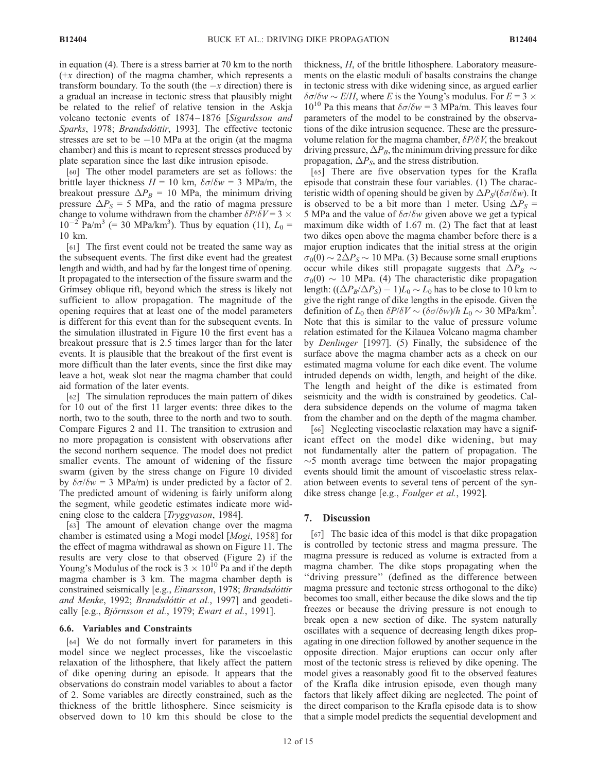in equation (4). There is a stress barrier at 70 km to the north ($+x$ direction) of the magma chamber, which represents a transform boundary. To the south (the $-x$ direction) there is a gradual an increase in tectonic stress that plausibly might be related to the relief of relative tension in the Askja volcano tectonic events of 1874–1876 [*Sigurdsson and Sparks*, 1978; *Brandsdóttir*, 1993]. The effective tectonic stresses are set to be $-10$ MPa at the origin (at the magma chamber) and this is meant to represent stresses produced by plate separation since the last dike intrusion episode.

[60] The other model parameters are set as follows: the brittle layer thickness $H = 10$ km, $\delta\sigma/\delta w = 3$ MPa/m, the breakout pressure $\Delta P_B = 10$ MPa, the minimum driving pressure $\Delta P_S = 5$ MPa, and the ratio of magma pressure change to volume withdrawn from the chamber $\delta P/\delta V = 3 \times 10^{-2}$ Pa/m$^3$ (= 30 MPa/km$^3$). Thus by equation (11), $L_0 = 10$ km.

[61] The first event could not be treated the same way as the subsequent events. The first dike event had the greatest length and width, and had by far the longest time of opening. It propagated to the intersection of the fissure swarm and the Grímsey oblique rift, beyond which the stress is likely not sufficient to allow propagation. The magnitude of the opening requires that at least one of the model parameters is different for this event than for the subsequent events. In the simulation illustrated in Figure 10 the first event has a breakout pressure that is 2.5 times larger than for the later events. It is plausible that the breakout of the first event is more difficult than the later events, since the first dike may leave a hot, weak slot near the magma chamber that could aid formation of the later events.

[62] The simulation reproduces the main pattern of dikes for 10 out of the first 11 larger events: three dikes to the north, two to the south, three to the north and two to south. Compare Figures 2 and 11. The transition to extrusion and no more propagation is consistent with observations after the second northern sequence. The model does not predict smaller events. The amount of widening of the fissure swarm (given by the stress change on Figure 10 divided by $\delta\sigma/\delta w = 3$ MPa/m) is under predicted by a factor of 2. The predicted amount of widening is fairly uniform along the segment, while geodetic estimates indicate more widening close to the caldera [*Tryggvason*, 1984].

[63] The amount of elevation change over the magma chamber is estimated using a Mogi model [*Mogi*, 1958] for the effect of magma withdrawal as shown on Figure 11. The results are very close to that observed (Figure 2) if the Young's Modulus of the rock is $3 \times 10^{10}$ Pa and if the depth magma chamber is 3 km. The magma chamber depth is constrained seismically [e.g., *Einarsson*, 1978; *Brandsdóttir and Menke*, 1992; *Brandsdóttir et al.*, 1997] and geodetically [e.g., *Björnsson et al.*, 1979; *Ewart et al.*, 1991].

### 6.6. Variables and Constraints

[64] We do not formally invert for parameters in this model since we neglect processes, like the viscoelastic relaxation of the lithosphere, that likely affect the pattern of dike opening during an episode. It appears that the observations do constrain model variables to about a factor of 2. Some variables are directly constrained, such as the thickness of the brittle lithosphere. Since seismicity is observed down to 10 km this should be close to the thickness, $H$, of the brittle lithosphere. Laboratory measurements on the elastic moduli of basalts constrains the change in tectonic stress with dike widening since, as argued earlier $\delta\sigma/\delta w \sim E/H$, where $E$ is the Young's modulus. For $E = 3 \times 10^{10}$ Pa this means that $\delta\sigma/\delta w = 3$ MPa/m. This leaves four parameters of the model to be constrained by the observations of the dike intrusion sequence. These are the pressure-volume relation for the magma chamber, $\delta P/\delta V$, the breakout driving pressure, $\Delta P_B$, the minimum driving pressure for dike propagation, $\Delta P_S$, and the stress distribution.

[65] There are five observation types for the Krafla episode that constrain these four variables. (1) The characteristic width of opening should be given by $\Delta P_S/(\delta\sigma/\delta w)$. It is observed to be a bit more than 1 meter. Using $\Delta P_S = 5$ MPa and the value of $\delta\sigma/\delta w$ given above we get a typical maximum dike width of 1.67 m. (2) The fact that at least two dikes open above the magma chamber before there is a major eruption indicates that the initial stress at the origin $\sigma_0(0) \sim 2\Delta P_S \sim 10$ MPa. (3) Because some small eruptions occur while dikes still propagate suggests that $\Delta P_B \sim \sigma_0(0) \sim 10$ MPa. (4) The characteristic dike propagation length: $((\Delta P_B/\Delta P_S) - 1)L_0 \sim L_0$ has to be close to 10 km to give the right range of dike lengths in the episode. Given the definition of $L_0$ then $\delta P/\delta V \sim (\delta\sigma/\delta w)/h\ L_0 \sim 30$ MPa/km$^3$. Note that this is similar to the value of pressure volume relation estimated for the Kilauea Volcano magma chamber by *Denlinger* [1997]. (5) Finally, the subsidence of the surface above the magma chamber acts as a check on our estimated magma volume for each dike event. The volume intruded depends on width, length, and height of the dike. The length and height of the dike is estimated from seismicity and the width is constrained by geodetics. Caldera subsidence depends on the volume of magma taken from the chamber and on the depth of the magma chamber.

[66] Neglecting viscoelastic relaxation may have a significant effect on the model dike widening, but may not fundamentally alter the pattern of propagation. The $\sim$5 month average time between the major propagating events should limit the amount of viscoelastic stress relaxation between events to several tens of percent of the syn-dike stress change [e.g., *Foulger et al.*, 1992].

## 7. Discussion

[67] The basic idea of this model is that dike propagation is controlled by tectonic stress and magma pressure. The magma pressure is reduced as volume is extracted from a magma chamber. The dike stops propagating when the "driving pressure" (defined as the difference between magma pressure and tectonic stress orthogonal to the dike) becomes too small, either because the dike slows and the tip freezes or because the driving pressure is not enough to break open a new section of dike. The system naturally oscillates with a sequence of decreasing length dikes propagating in one direction followed by another sequence in the opposite direction. Major eruptions can occur only after most of the tectonic stress is relieved by dike opening. The model gives a reasonably good fit to the observed features of the Krafla dike intrusion episode, even though many factors that likely affect diking are neglected. The point of the direct comparison to the Krafla episode data is to show that a simple model predicts the sequential development and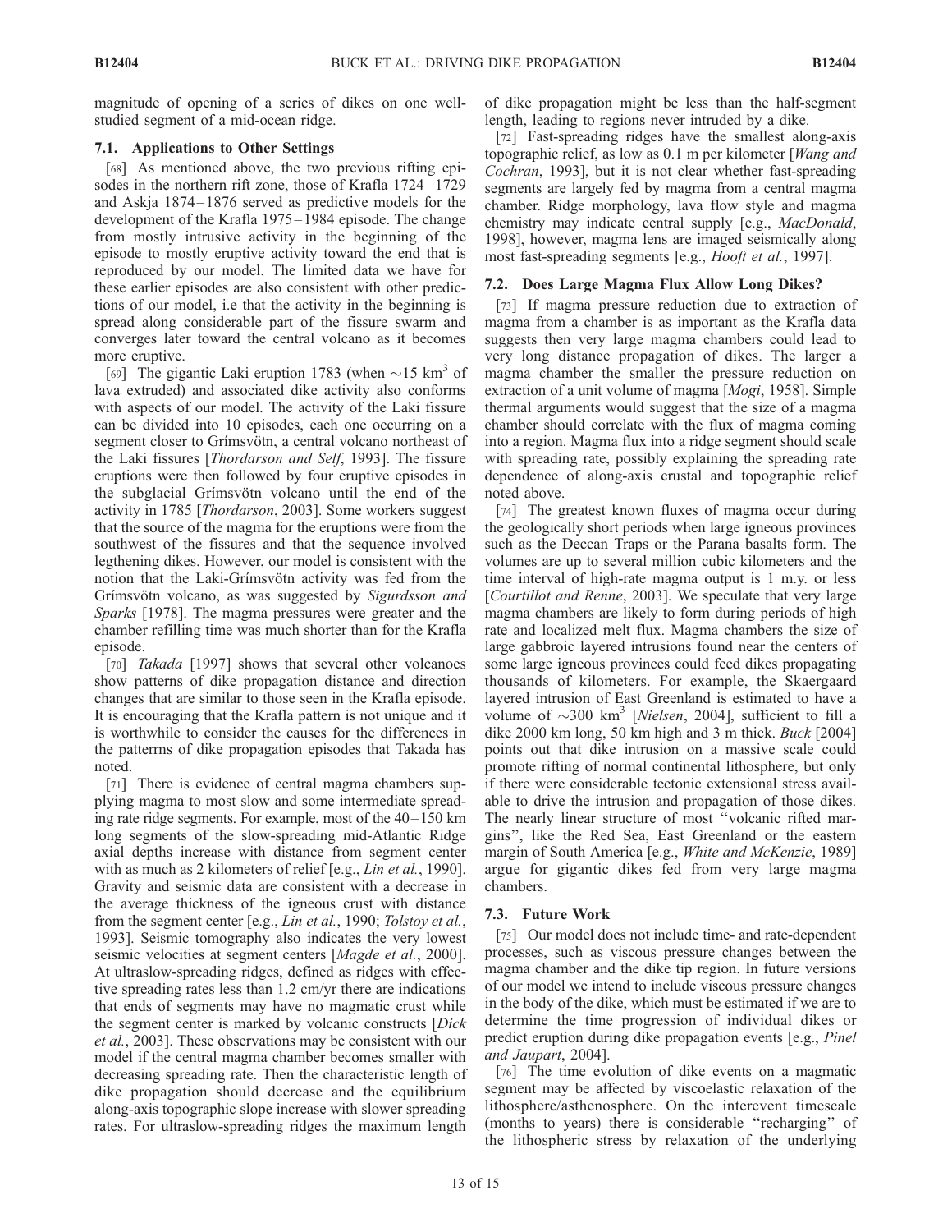magnitude of opening of a series of dikes on one well-studied segment of a mid-ocean ridge.

### 7.1. Applications to Other Settings

[68] As mentioned above, the two previous rifting episodes in the northern rift zone, those of Krafla 1724–1729 and Askja 1874–1876 served as predictive models for the development of the Krafla 1975–1984 episode. The change from mostly intrusive activity in the beginning of the episode to mostly eruptive activity toward the end that is reproduced by our model. The limited data we have for these earlier episodes are also consistent with other predictions of our model, i.e that the activity in the beginning is spread along considerable part of the fissure swarm and converges later toward the central volcano as it becomes more eruptive.

[69] The gigantic Laki eruption 1783 (when $\sim$15 km$^3$ of lava extruded) and associated dike activity also conforms with aspects of our model. The activity of the Laki fissure can be divided into 10 episodes, each one occurring on a segment closer to Grímsvötn, a central volcano northeast of the Laki fissures [*Thordarson and Self*, 1993]. The fissure eruptions were then followed by four eruptive episodes in the subglacial Grímsvötn volcano until the end of the activity in 1785 [*Thordarson*, 2003]. Some workers suggest that the source of the magma for the eruptions were from the southwest of the fissures and that the sequence involved legthening dikes. However, our model is consistent with the notion that the Laki-Grímsvötn activity was fed from the Grímsvötn volcano, as was suggested by *Sigurdsson and Sparks* [1978]. The magma pressures were greater and the chamber refilling time was much shorter than for the Krafla episode.

[70] *Takada* [1997] shows that several other volcanoes show patterns of dike propagation distance and direction changes that are similar to those seen in the Krafla episode. It is encouraging that the Krafla pattern is not unique and it is worthwhile to consider the causes for the differences in the patterrns of dike propagation episodes that Takada has noted.

[71] There is evidence of central magma chambers supplying magma to most slow and some intermediate spreading rate ridge segments. For example, most of the 40–150 km long segments of the slow-spreading mid-Atlantic Ridge axial depths increase with distance from segment center with as much as 2 kilometers of relief [e.g., *Lin et al.*, 1990]. Gravity and seismic data are consistent with a decrease in the average thickness of the igneous crust with distance from the segment center [e.g., *Lin et al.*, 1990; *Tolstoy et al.*, 1993]. Seismic tomography also indicates the very lowest seismic velocities at segment centers [*Magde et al.*, 2000]. At ultraslow-spreading ridges, defined as ridges with effective spreading rates less than 1.2 cm/yr there are indications that ends of segments may have no magmatic crust while the segment center is marked by volcanic constructs [*Dick et al.*, 2003]. These observations may be consistent with our model if the central magma chamber becomes smaller with decreasing spreading rate. Then the characteristic length of dike propagation should decrease and the equilibrium along-axis topographic slope increase with slower spreading rates. For ultraslow-spreading ridges the maximum length of dike propagation might be less than the half-segment length, leading to regions never intruded by a dike.

[72] Fast-spreading ridges have the smallest along-axis topographic relief, as low as 0.1 m per kilometer [*Wang and Cochran*, 1993], but it is not clear whether fast-spreading segments are largely fed by magma from a central magma chamber. Ridge morphology, lava flow style and magma chemistry may indicate central supply [e.g., *MacDonald*, 1998], however, magma lens are imaged seismically along most fast-spreading segments [e.g., *Hooft et al.*, 1997].

### 7.2. Does Large Magma Flux Allow Long Dikes?

[73] If magma pressure reduction due to extraction of magma from a chamber is as important as the Krafla data suggests then very large magma chambers could lead to very long distance propagation of dikes. The larger a magma chamber the smaller the pressure reduction on extraction of a unit volume of magma [*Mogi*, 1958]. Simple thermal arguments would suggest that the size of a magma chamber should correlate with the flux of magma coming into a region. Magma flux into a ridge segment should scale with spreading rate, possibly explaining the spreading rate dependence of along-axis crustal and topographic relief noted above.

[74] The greatest known fluxes of magma occur during the geologically short periods when large igneous provinces such as the Deccan Traps or the Parana basalts form. The volumes are up to several million cubic kilometers and the time interval of high-rate magma output is 1 m.y. or less [*Courtillot and Renne*, 2003]. We speculate that very large magma chambers are likely to form during periods of high rate and localized melt flux. Magma chambers the size of large gabbroic layered intrusions found near the centers of some large igneous provinces could feed dikes propagating thousands of kilometers. For example, the Skaergaard layered intrusion of East Greenland is estimated to have a volume of $\sim$300 km$^3$ [*Nielsen*, 2004], sufficient to fill a dike 2000 km long, 50 km high and 3 m thick. *Buck* [2004] points out that dike intrusion on a massive scale could promote rifting of normal continental lithosphere, but only if there were considerable tectonic extensional stress available to drive the intrusion and propagation of those dikes. The nearly linear structure of most "volcanic rifted margins", like the Red Sea, East Greenland or the eastern margin of South America [e.g., *White and McKenzie*, 1989] argue for gigantic dikes fed from very large magma chambers.

### 7.3. Future Work

[75] Our model does not include time- and rate-dependent processes, such as viscous pressure changes between the magma chamber and the dike tip region. In future versions of our model we intend to include viscous pressure changes in the body of the dike, which must be estimated if we are to determine the time progression of individual dikes or predict eruption during dike propagation events [e.g., *Pinel and Jaupart*, 2004].

[76] The time evolution of dike events on a magmatic segment may be affected by viscoelastic relaxation of the lithosphere/asthenosphere. On the interevent timescale (months to years) there is considerable "recharging" of the lithospheric stress by relaxation of the underlying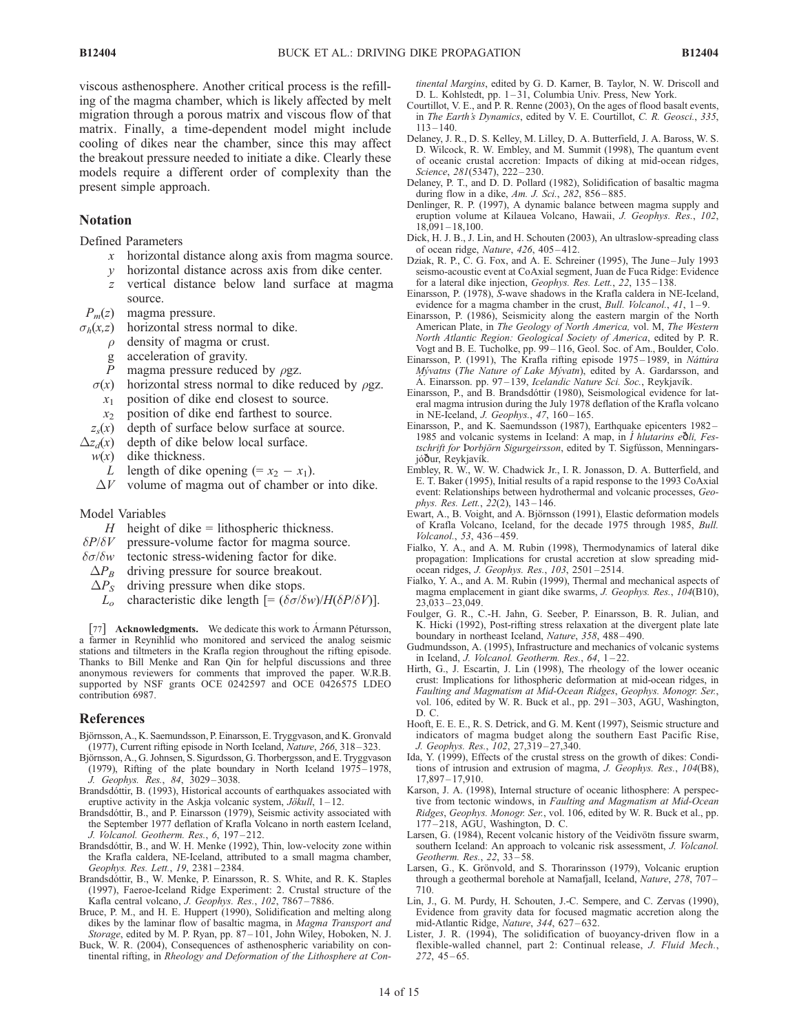viscous asthenosphere. Another critical process is the refilling of the magma chamber, which is likely affected by melt migration through a porous matrix and viscous flow of that matrix. Finally, a time-dependent model might include cooling of dikes near the chamber, since this may affect the breakout pressure needed to initiate a dike. Clearly these models require a different order of complexity than the present simple approach.

## Notation

Defined Parameters

- $x$ horizontal distance along axis from magma source.
- $y$ horizontal distance across axis from dike center.
- $z$ vertical distance below land surface at magma source.
- $P_m(z)$ magma pressure.
- $\sigma_h(x,z)$ horizontal stress normal to dike.
- $\rho$ density of magma or crust.
- g acceleration of gravity.
- $P$ magma pressure reduced by $\rho gz$.
- $\sigma(x)$ horizontal stress normal to dike reduced by $\rho gz$.
- $x_1$ position of dike end closest to source.
- $x_2$ position of dike end farthest to source.
- $z_s(x)$ depth of surface below surface at source.
- $\Delta z_d(x)$ depth of dike below local surface.
- $w(x)$ dike thickness.
- $L$ length of dike opening (= $x_2 - x_1$).
- $\Delta V$ volume of magma out of chamber or into dike.

Model Variables

- $H$ height of dike = lithospheric thickness.
- $\delta P/\delta V$ pressure-volume factor for magma source.
- $\delta\sigma/\delta w$ tectonic stress-widening factor for dike.
- $\Delta P_B$ driving pressure for source breakout.
- $\Delta P_S$ driving pressure when dike stops.
- $L_o$ characteristic dike length [= $(\delta\sigma/\delta w)/H(\delta P/\delta V)$].

[77] **Acknowledgments.** We dedicate this work to Ármann Pétursson, a farmer in Reynihlíd who monitored and serviced the analog seismic stations and tiltmeters in the Krafla region throughout the rifting episode. Thanks to Bill Menke and Ran Qin for helpful discussions and three anonymous reviewers for comments that improved the paper. W.R.B. supported by NSF grants OCE 0242597 and OCE 0426575 LDEO contribution 6987.

## References

Björnsson, A., K. Saemundsson, P. Einarsson, E. Tryggvason, and K. Gronvald (1977), Current rifting episode in North Iceland, *Nature*, *266*, 318–323.

Björnsson, A., G. Johnsen, S. Sigurdsson, G. Thorbergsson, and E. Tryggvason (1979), Rifting of the plate boundary in North Iceland 1975–1978, *J. Geophys. Res.*, *84*, 3029–3038.

Brandsdóttir, B. (1993), Historical accounts of earthquakes associated with eruptive activity in the Askja volcanic system, *Jökull*, *1*–12.

Brandsdóttir, B., and P. Einarsson (1979), Seismic activity associated with the September 1977 deflation of Krafla Volcano in north eastern Iceland, *J. Volcanol. Geotherm. Res.*, *6*, 197–212.

Brandsdóttir, B., and W. H. Menke (1992), Thin, low-velocity zone within the Krafla caldera, NE-Iceland, attributed to a small magma chamber, *Geophys. Res. Lett.*, *19*, 2381–2384.

Brandsdóttir, B., W. Menke, P. Einarsson, R. S. White, and R. K. Staples (1997), Faeroe-Iceland Ridge Experiment: 2. Crustal structure of the Kafla central volcano, *J. Geophys. Res.*, *102*, 7867–7886.

Bruce, P. M., and H. E. Huppert (1990), Solidification and melting along dikes by the laminar flow of basaltic magma, in *Magma Transport and Storage*, edited by M. P. Ryan, pp. 87–101, John Wiley, Hoboken, N. J.

Buck, W. R. (2004), Consequences of asthenospheric variability on continental rifting, in *Rheology and Deformation of the Lithosphere at Continental Margins*, edited by G. D. Karner, B. Taylor, N. W. Driscoll and D. L. Kohlstedt, pp. 1–31, Columbia Univ. Press, New York.

Courtillot, V. E., and P. R. Renne (2003), On the ages of flood basalt events, in *The Earth's Dynamics*, edited by V. E. Courtillot, *C. R. Geosci.*, *335*, 113–140.

Delaney, J. R., D. S. Kelley, M. Lilley, D. A. Butterfield, J. A. Baross, W. S. D. Wilcock, R. W. Embley, and M. Summit (1998), The quantum event of oceanic crustal accretion: Impacts of diking at mid-ocean ridges, *Science*, *281*(5347), 222–230.

Delaney, P. T., and D. D. Pollard (1982), Solidification of basaltic magma during flow in a dike, *Am. J. Sci.*, *282*, 856–885.

Denlinger, R. P. (1997), A dynamic balance between magma supply and eruption volume at Kilauea Volcano, Hawaii, *J. Geophys. Res.*, *102*, 18,091–18,100.

Dick, H. J. B., J. Lin, and H. Schouten (2003), An ultraslow-spreading class of ocean ridge, *Nature*, *426*, 405–412.

Dziak, R. P., C. G. Fox, and A. E. Schreiner (1995), The June–July 1993 seismo-acoustic event at CoAxial segment, Juan de Fuca Ridge: Evidence for a lateral dike injection, *Geophys. Res. Lett.*, *22*, 135–138.

Einarsson, P. (1978), *S*-wave shadows in the Krafla caldera in NE-Iceland, evidence for a magma chamber in the crust, *Bull. Volcanol.*, *41*, 1–9.

Einarsson, P. (1986), Seismicity along the eastern margin of the North American Plate, in *The Geology of North America,* vol. M, *The Western North Atlantic Region: Geological Society of America*, edited by P. R. Vogt and B. E. Tucholke, pp. 99–116, Geol. Soc. of Am., Boulder, Colo.

Einarsson, P. (1991), The Krafla rifting episode 1975–1989, in *Náttúra Mývatns* (*The Nature of Lake Mývatn*), edited by A. Gardarsson, and Á. Einarsson. pp. 97–139, *Icelandic Nature Sci. Soc.*, Reykjavík.

Einarsson, P., and B. Brandsdóttir (1980), Seismological evidence for lateral magma intrusion during the July 1978 deflation of the Krafla volcano in NE-Iceland, *J. Geophys.*, *47*, 160–165.

Einarsson, P., and K. Saemundsson (1987), Earthquake epicenters 1982–1985 and volcanic systems in Iceland: A map, in *Í hlutarins eðli, Festschrift for Þorbjörn Sigurgeirsson*, edited by T. Sigfússon, Menningarsjóður, Reykjavík.

Embley, R. W., W. W. Chadwick Jr., I. R. Jonasson, D. A. Butterfield, and E. T. Baker (1995), Initial results of a rapid response to the 1993 CoAxial event: Relationships between hydrothermal and volcanic processes, *Geophys. Res. Lett.*, *22*(2), 143–146.

Ewart, A., B. Voight, and A. Björnsson (1991), Elastic deformation models of Krafla Volcano, Iceland, for the decade 1975 through 1985, *Bull. Volcanol.*, *53*, 436–459.

Fialko, Y. A., and A. M. Rubin (1998), Thermodynamics of lateral dike propagation: Implications for crustal accretion at slow spreading mid-ocean ridges, *J. Geophys. Res.*, *103*, 2501–2514.

Fialko, Y. A., and A. M. Rubin (1999), Thermal and mechanical aspects of magma emplacement in giant dike swarms, *J. Geophys. Res.*, *104*(B10), 23,033–23,049.

Foulger, G. R., C.-H. Jahn, G. Seeber, P. Einarsson, B. R. Julian, and K. Hicki (1992), Post-rifting stress relaxation at the divergent plate late boundary in northeast Iceland, *Nature*, *358*, 488–490.

Gudmundsson, A. (1995), Infrastructure and mechanics of volcanic systems in Iceland, *J. Volcanol. Geotherm. Res.*, *64*, 1–22.

Hirth, G., J. Escartin, J. Lin (1998), The rheology of the lower oceanic crust: Implications for lithospheric deformation at mid-ocean ridges, in *Faulting and Magmatism at Mid-Ocean Ridges*, *Geophys. Monogr. Ser.*, vol. 106, edited by W. R. Buck et al., pp. 291–303, AGU, Washington, D. C.

Hooft, E. E. E., R. S. Detrick, and G. M. Kent (1997), Seismic structure and indicators of magma budget along the southern East Pacific Rise, *J. Geophys. Res.*, *102*, 27,319–27,340.

Ida, Y. (1999), Effects of the crustal stress on the growth of dikes: Conditions of intrusion and extrusion of magma, *J. Geophys. Res.*, *104*(B8), 17,897–17,910.

Karson, J. A. (1998), Internal structure of oceanic lithosphere: A perspective from tectonic windows, in *Faulting and Magmatism at Mid-Ocean Ridges*, *Geophys. Monogr. Ser.*, vol. 106, edited by W. R. Buck et al., pp. 177–218, AGU, Washington, D. C.

Larsen, G. (1984), Recent volcanic history of the Veidivötn fissure swarm, southern Iceland: An approach to volcanic risk assessment, *J. Volcanol. Geotherm. Res.*, *22*, 33–58.

Larsen, G., K. Grönvold, and S. Thorarinsson (1979), Volcanic eruption through a geothermal borehole at Namafjall, Iceland, *Nature*, *278*, 707–710.

Lin, J., G. M. Purdy, H. Schouten, J.-C. Sempere, and C. Zervas (1990), Evidence from gravity data for focused magmatic accretion along the mid-Atlantic Ridge, *Nature*, *344*, 627–632.

Lister, J. R. (1994), The solidification of buoyancy-driven flow in a flexible-walled channel, part 2: Continual release, *J. Fluid Mech.*, *272*, 45–65.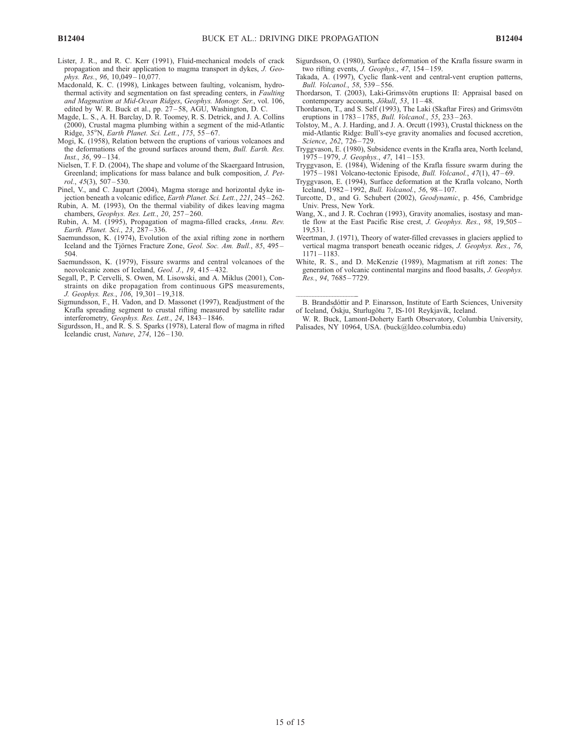Lister, J. R., and R. C. Kerr (1991), Fluid-mechanical models of crack propagation and their application to magma transport in dykes, *J. Geophys. Res.*, *96*, 10,049–10,077.

Macdonald, K. C. (1998), Linkages between faulting, volcanism, hydrothermal activity and segmentation on fast spreading centers, in *Faulting and Magmatism at Mid-Ocean Ridges*, *Geophys. Monogr. Ser.*, vol. 106, edited by W. R. Buck et al., pp. 27–58, AGU, Washington, D. C.

Magde, L. S., A. H. Barclay, D. R. Toomey, R. S. Detrick, and J. A. Collins (2000), Crustal magma plumbing within a segment of the mid-Atlantic Ridge, 35°N, *Earth Planet. Sci. Lett.*, *175*, 55–67.

Mogi, K. (1958), Relation between the eruptions of various volcanoes and the deformations of the ground surfaces around them, *Bull. Earth. Res. Inst.*, *36*, 99–134.

Nielsen, T. F. D. (2004), The shape and volume of the Skaergaard Intrusion, Greenland; implications for mass balance and bulk composition, *J. Petrol.*, *45*(3), 507–530.

Pinel, V., and C. Jaupart (2004), Magma storage and horizontal dyke injection beneath a volcanic edifice, *Earth Planet. Sci. Lett.*, *221*, 245–262.

Rubin, A. M. (1993), On the thermal viability of dikes leaving magma chambers, *Geophys. Res. Lett.*, *20*, 257–260.

Rubin, A. M. (1995), Propagation of magma-filled cracks, *Annu. Rev. Earth. Planet. Sci.*, *23*, 287–336.

Saemundsson, K. (1974), Evolution of the axial rifting zone in northern Iceland and the Tjörnes Fracture Zone, *Geol. Soc. Am. Bull.*, *85*, 495–504.

Saemundsson, K. (1979), Fissure swarms and central volcanoes of the neovolcanic zones of Iceland, *Geol. J.*, *19*, 415–432.

Segall, P., P. Cervelli, S. Owen, M. Lisowski, and A. Miklus (2001), Constraints on dike propagation from continuous GPS measurements, *J. Geophys. Res.*, *106*, 19,301–19,318.

Sigmundsson, F., H. Vadon, and D. Massonet (1997), Readjustment of the Krafla spreading segment to crustal rifting measured by satellite radar interferometry, *Geophys. Res. Lett.*, *24*, 1843–1846.

Sigurdsson, H., and R. S. S. Sparks (1978), Lateral flow of magma in rifted Icelandic crust, *Nature*, *274*, 126–130.

Sigurdsson, O. (1980), Surface deformation of the Krafla fissure swarm in two rifting events, *J. Geophys.*, *47*, 154–159.

Takada, A. (1997), Cyclic flank-vent and central-vent eruption patterns, *Bull. Volcanol.*, *58*, 539–556.

Thordarson, T. (2003), Laki-Grimsvötn eruptions II: Appraisal based on contemporary accounts, *Jökull*, *53*, 11–48.

Thordarson, T., and S. Self (1993), The Laki (Skaftar Fires) and Grimsvötn eruptions in 1783–1785, *Bull. Volcanol.*, *55*, 233–263.

Tolstoy, M., A. J. Harding, and J. A. Orcutt (1993), Crustal thickness on the mid-Atlantic Ridge: Bull's-eye gravity anomalies and focused accretion, *Science*, *262*, 726–729.

Tryggvason, E. (1980), Subsidence events in the Krafla area, North Iceland, 1975–1979, *J. Geophys.*, *47*, 141–153.

Tryggvason, E. (1984), Widening of the Krafla fissure swarm during the 1975–1981 Volcano-tectonic Episode, *Bull. Volcanol.*, *47*(1), 47–69.

Tryggvason, E. (1994), Surface deformation at the Krafla volcano, North Iceland, 1982–1992, *Bull. Volcanol.*, *56*, 98–107.

Turcotte, D., and G. Schubert (2002), *Geodynamic*, p. 456, Cambridge Univ. Press, New York.

Wang, X., and J. R. Cochran (1993), Gravity anomalies, isostasy and mantle flow at the East Pacific Rise crest, *J. Geophys. Res.*, *98*, 19,505–19,531.

Weertman, J. (1971), Theory of water-filled crevasses in glaciers applied to vertical magma transport beneath oceanic ridges, *J. Geophys. Res.*, *76*, 1171–1183.

White, R. S., and D. McKenzie (1989), Magmatism at rift zones: The generation of volcanic continental margins and flood basalts, *J. Geophys. Res.*, *94*, 7685–7729.

---

B. Brandsdóttir and P. Einarsson, Institute of Earth Sciences, University of Iceland, Öskju, Sturlugötu 7, IS-101 Reykjavík, Iceland.

W. R. Buck, Lamont-Doherty Earth Observatory, Columbia University, Palisades, NY 10964, USA. (buck@ldeo.columbia.edu)